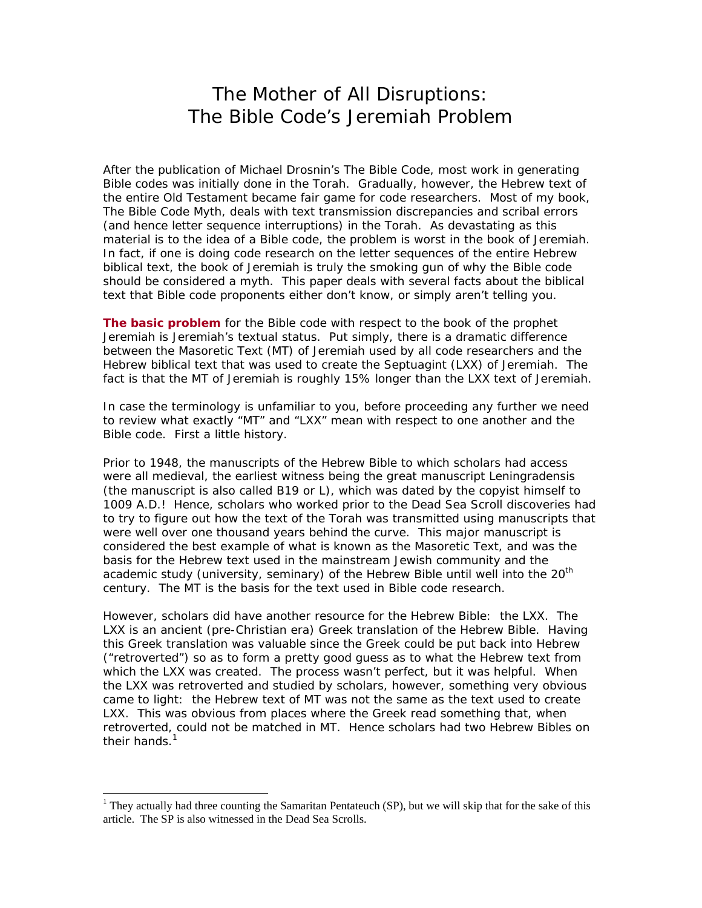# The Mother of All Disruptions: The Bible Code's Jeremiah Problem

After the publication of Michael Drosnin's The Bible Code, most work in generating Bible codes was initially done in the Torah. Gradually, however, the Hebrew text of the entire Old Testament became fair game for code researchers. Most of my book, The Bible Code Myth, deals with text transmission discrepancies and scribal errors (and hence letter sequence interruptions) in the Torah. As devastating as this material is to the idea of a Bible code, the problem is worst in the book of Jeremiah. In fact, if one is doing code research on the letter sequences of the entire Hebrew biblical text, the book of Jeremiah is truly the smoking gun of why the Bible code should be considered a myth. This paper deals with several facts about the biblical text that Bible code proponents either don't know, or simply aren't telling you.

**The basic problem** for the Bible code with respect to the book of the prophet Jeremiah is Jeremiah's textual status. Put simply, there is a dramatic difference between the Masoretic Text (MT) of Jeremiah used by all code researchers and the Hebrew biblical text that was used to create the Septuagint (LXX) of Jeremiah. The fact is that the MT of Jeremiah is roughly 15% longer than the LXX text of Jeremiah.

In case the terminology is unfamiliar to you, before proceeding any further we need to review what exactly "MT" and "LXX" mean with respect to one another and the Bible code. First a little history.

Prior to 1948, the manuscripts of the Hebrew Bible to which scholars had access were all medieval, the earliest witness being the great manuscript Leningradensis (the manuscript is also called B19 or L), which was dated by the copyist himself to 1009 A.D.! Hence, scholars who worked prior to the Dead Sea Scroll discoveries had to try to figure out how the text of the Torah was transmitted using manuscripts that were well over one thousand years behind the curve. This major manuscript is considered the best example of what is known as the Masoretic Text, and was the basis for the Hebrew text used in the mainstream Jewish community and the academic study (university, seminary) of the Hebrew Bible until well into the 20th century. The MT is the basis for the text used in Bible code research.

However, scholars did have another resource for the Hebrew Bible: the LXX. The LXX is an ancient (pre-Christian era) Greek translation of the Hebrew Bible. Having this Greek translation was valuable since the Greek could be put back into Hebrew ("retroverted") so as to form a pretty good guess as to what the Hebrew text from which the LXX was created. The process wasn't perfect, but it was helpful. When the LXX was retroverted and studied by scholars, however, something very obvious came to light: the Hebrew text of MT was not the same as the text used to create LXX. This was obvious from places where the Greek read something that, when retroverted, could not be matched in MT. Hence scholars had two Hebrew Bibles on their hands.[1]

---

[1] They actually had three counting the Samaritan Pentateuch (SP), but we will skip that for the sake of this article. The SP is also witnessed in the Dead Sea Scrolls.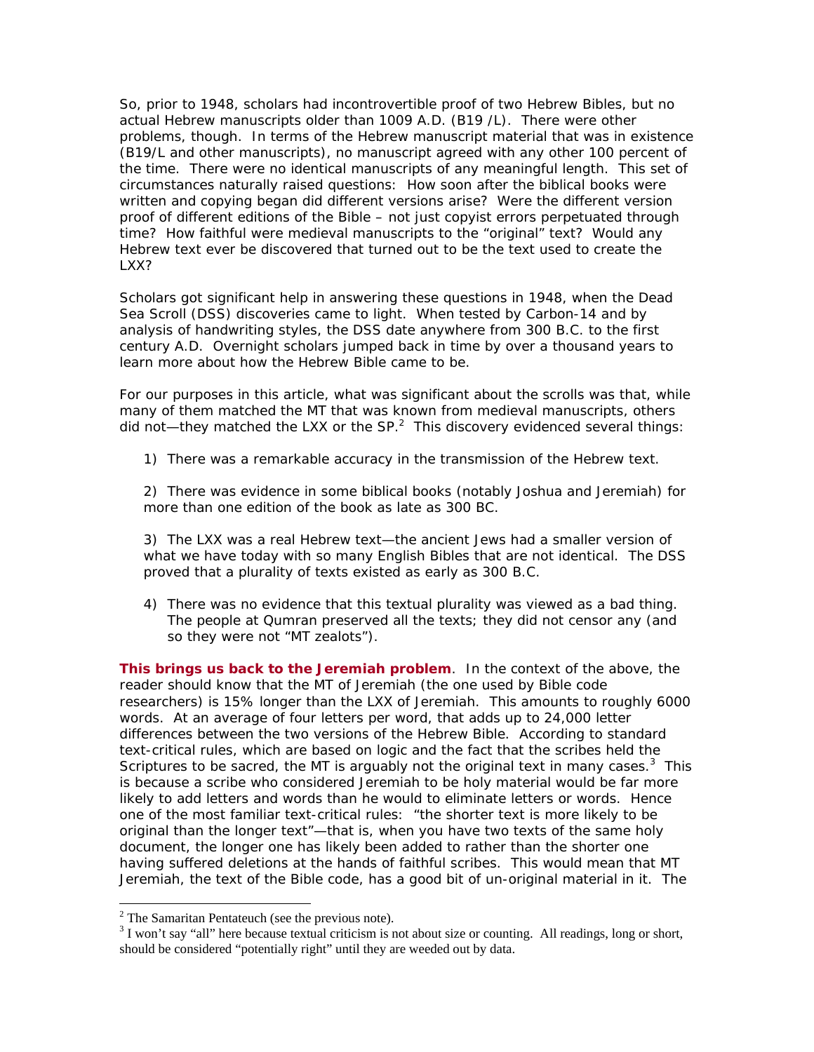So, prior to 1948, scholars had incontrovertible proof of two Hebrew Bibles, but no actual Hebrew manuscripts older than 1009 A.D. (B19 /L). There were other problems, though. In terms of the Hebrew manuscript material that was in existence (B19/L and other manuscripts), no manuscript agreed with any other 100 percent of the time. There were no identical manuscripts of any meaningful length. This set of circumstances naturally raised questions: How soon after the biblical books were written and copying began did different versions arise? Were the different version proof of different editions of the Bible – not just copyist errors perpetuated through time? How faithful were medieval manuscripts to the "original" text? Would any Hebrew text ever be discovered that turned out to be the text used to create the LXX?

Scholars got significant help in answering these questions in 1948, when the Dead Sea Scroll (DSS) discoveries came to light. When tested by Carbon-14 and by analysis of handwriting styles, the DSS date anywhere from 300 B.C. to the first century A.D. Overnight scholars jumped back in time by over a thousand years to learn more about how the Hebrew Bible came to be.

For our purposes in this article, what was significant about the scrolls was that, while many of them matched the MT that was known from medieval manuscripts, others did not—they matched the LXX or the SP.[2] This discovery evidenced several things:

1) There was a remarkable accuracy in the transmission of the Hebrew text.

2) There was evidence in some biblical books (notably Joshua and Jeremiah) for more than one edition of the book as late as 300 BC.

3) The LXX was a real Hebrew text—the ancient Jews had a smaller version of what we have today with so many English Bibles that are not identical. The DSS proved that a plurality of texts existed as early as 300 B.C.

4) There was no evidence that this textual plurality was viewed as a bad thing. The people at Qumran preserved all the texts; they did not censor any (and so they were not "MT zealots").

**This brings us back to the Jeremiah problem**. In the context of the above, the reader should know that the MT of Jeremiah (the one used by Bible code researchers) is 15% longer than the LXX of Jeremiah. This amounts to roughly 6000 words. At an average of four letters per word, that adds up to 24,000 letter differences between the two versions of the Hebrew Bible. According to standard text-critical rules, which are based on logic and the fact that the scribes held the Scriptures to be sacred, the MT is arguably not the original text in many cases.[3] This is because a scribe who considered Jeremiah to be holy material would be far more likely to add letters and words than he would to eliminate letters or words. Hence one of the most familiar text-critical rules: "the shorter text is more likely to be original than the longer text"—that is, when you have two texts of the same holy document, the longer one has likely been added to rather than the shorter one having suffered deletions at the hands of faithful scribes. This would mean that MT Jeremiah, the text of the Bible code, has a good bit of un-original material in it. The

---

[2] The Samaritan Pentateuch (see the previous note).

[3] I won't say "all" here because textual criticism is not about size or counting. All readings, long or short, should be considered "potentially right" until they are weeded out by data.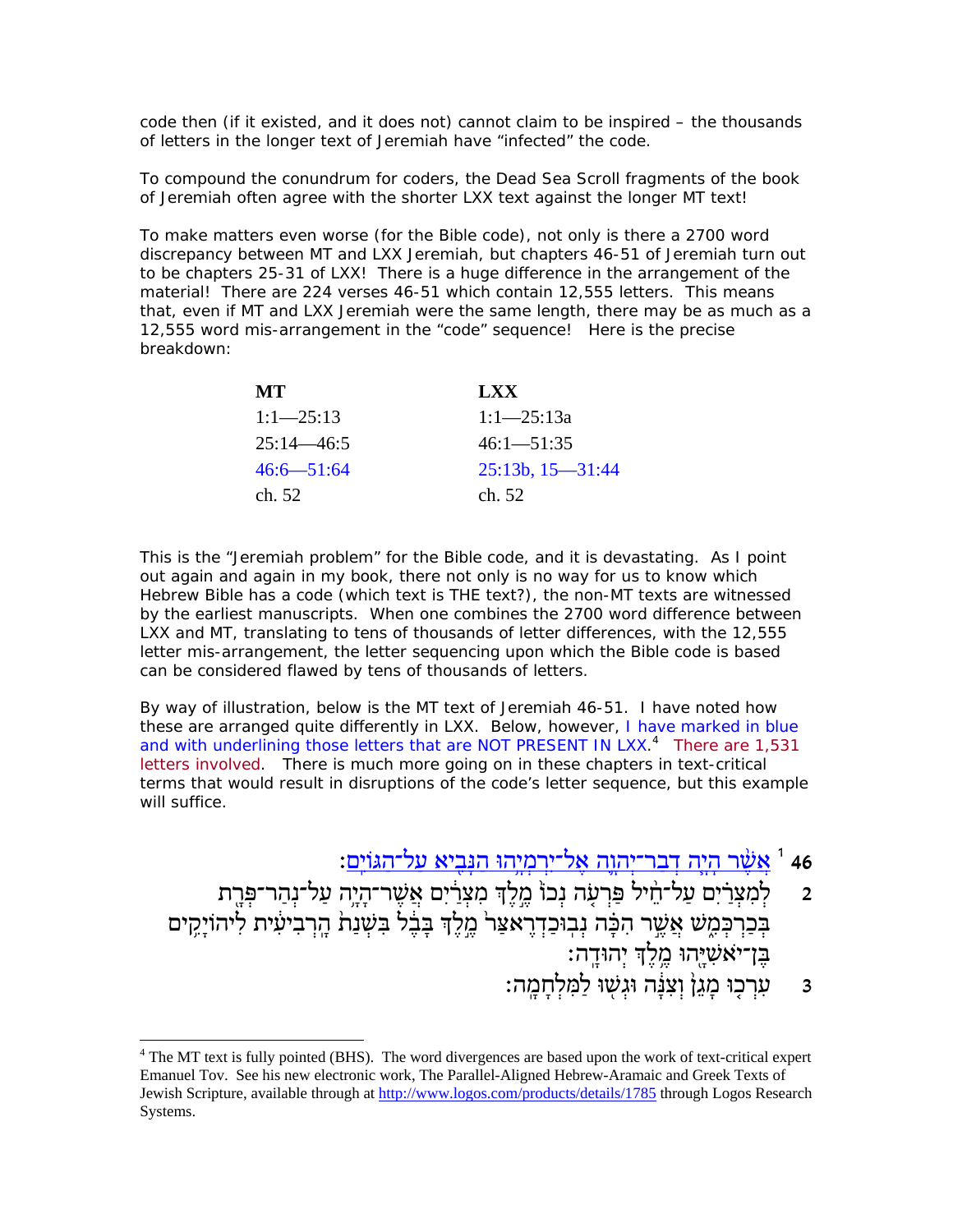code then (if it existed, and it does not) cannot claim to be inspired – the thousands of letters in the longer text of Jeremiah have "infected" the code.

To compound the conundrum for coders, the Dead Sea Scroll fragments of the book of Jeremiah often agree with the shorter LXX text against the longer MT text!

To make matters even worse (for the Bible code), not only is there a 2700 word discrepancy between MT and LXX Jeremiah, but chapters 46-51 of Jeremiah turn out to be chapters 25-31 of LXX! There is a huge difference in the arrangement of the material! There are 224 verses 46-51 which contain 12,555 letters. This means that, even if MT and LXX Jeremiah were the same length, there may be as much as a 12,555 word mis-arrangement in the "code" sequence! Here is the precise breakdown:

| MT | LXX |
|---|---|
| 1:1—25:13 | 1:1—25:13a |
| 25:14—46:5 | 46:1—51:35 |
| 46:6—51:64 | 25:13b, 15—31:44 |
| ch. 52 | ch. 52 |

This is the "Jeremiah problem" for the Bible code, and it is devastating. As I point out again and again in my book, there not only is no way for us to know which Hebrew Bible has a code (which text is THE text?), the non-MT texts are witnessed by the earliest manuscripts. When one combines the 2700 word difference between LXX and MT, translating to tens of thousands of letter differences, with the 12,555 letter mis-arrangement, the letter sequencing upon which the Bible code is based can be considered flawed by tens of thousands of letters.

By way of illustration, below is the MT text of Jeremiah 46-51. I have noted how these are arranged quite differently in LXX. Below, however, I have marked in blue and with underlining those letters that are NOT PRESENT IN LXX.[4] There are 1,531 letters involved. There is much more going on in these chapters in text-critical terms that would result in disruptions of the code's letter sequence, but this example will suffice.

**46** [1] <u>אֲשֶׁ֨ר הָיָ֧ה דְבַר־יְהוָ֛ה אֶל־יִרְמְיָ֥הוּ הַנָּבִ֖יא עַל־הַגּוֹיִֽם׃</u>

2 לְמִצְרַ֗יִם עַל־חֵ֞יל פַּרְעֹ֤ה נְכוֹ֙ מֶ֣לֶךְ מִצְרַ֔יִם אֲשֶׁר־הָיָ֥ה עַל־נְהַר־פְּרָ֖ת בְּכַרְכְּמִ֑שׁ אֲשֶׁ֣ר הִכָּ֗ה נְבוּכַדְרֶאצַּר֙ מֶ֣לֶךְ בָּבֶ֔ל בִּשְׁנַת֙ הָֽרְבִיעִ֔ית לִיהוֹיָקִ֥ים בֶּן־יֹאשִׁיָּ֖הוּ מֶ֥לֶךְ יְהוּדָֽה׃

3 עִרְכ֥וּ מָגֵן֙ וְצִנָּ֔ה וּגְשׁ֖וּ לַמִּלְחָמָֽה׃

---

[4] The MT text is fully pointed (BHS). The word divergences are based upon the work of text-critical expert Emanuel Tov. See his new electronic work, The Parallel-Aligned Hebrew-Aramaic and Greek Texts of Jewish Scripture, available through at http://www.logos.com/products/details/1785 through Logos Research Systems.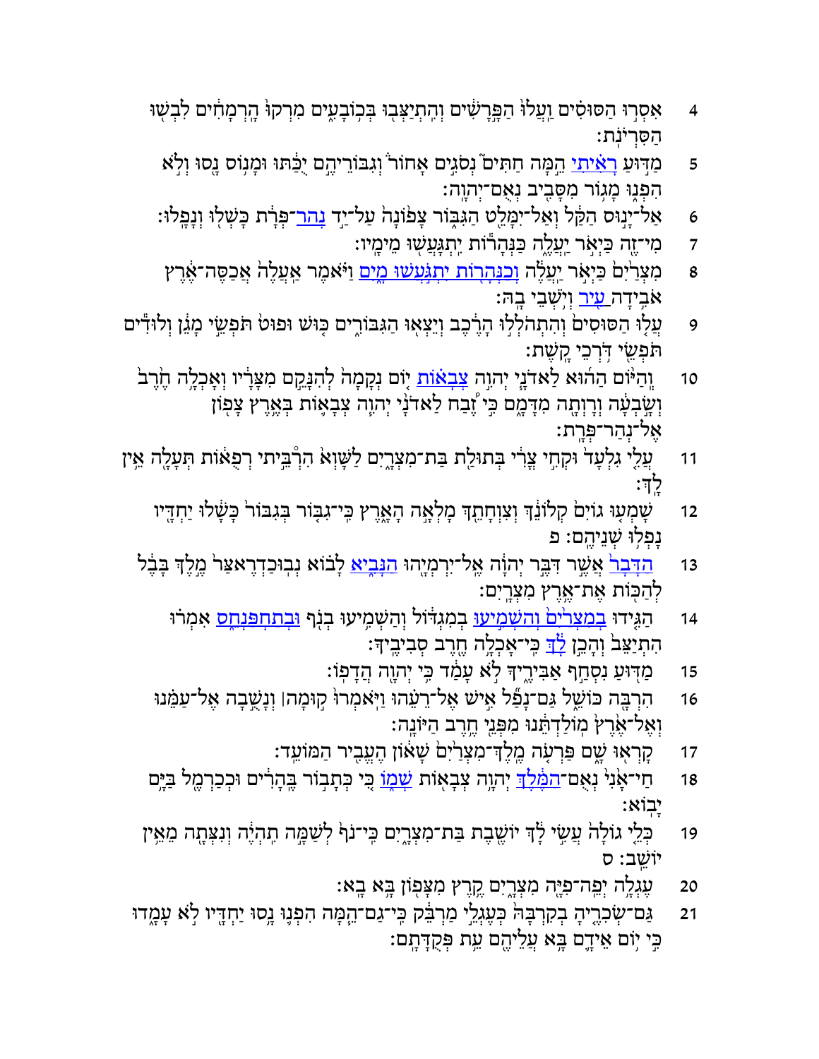4 אִסְר֣וּ הַסּוּסִ֗ים וַֽעֲלוּ֙ הַפָּ֣רָשִׁ֔ים וְהִֽתְיַצְּב֖וּ בְּכ֣וֹבָעִ֑ים מִרְקוּ֙ הָֽרְמָחִ֔ים לִבְשׁ֖וּ הַסִּרְיֹנֹֽת׃

5 מַדּ֣וּעַ רָאִ֗יתִי הֵמָּה֙ חַתִּ֜ים נְסֹגִ֣ים אָח֗וֹר וְגִבּֽוֹרֵיהֶ֤ם יֻכַּ֙תּוּ֙ וּמָנ֣וֹס נָ֔סוּ וְלֹ֥א הִפְנ֖וּ מָג֣וֹר מִסָּבִ֑יב נְאֻם־יְהוָֽה׃

6 אַל־יָנ֣וּס הַקַּ֔ל וְאַל־יִמָּלֵ֖ט הַגִּבּ֑וֹר צָפ֙וֹנָה֙ עַל־יַ֣ד נְהַר־פְּרָ֔ת כָּשְׁל֖וּ וְנָפָֽלוּ׃

7 מִי־זֶ֖ה כַּיְאֹ֣ר יַעֲלֶ֑ה כַּנְּהָר֔וֹת יִתְגָּעֲשׁ֖וּ מֵימָֽיו׃

8 מִצְרַ֙יִם֙ כַּיְאֹ֣ר יַעֲלֶ֔ה וְכַנְּהָר֖וֹת יִתְגֹּ֣עֲשׁוּ מָ֑יִם וַיֹּ֗אמֶר אַעֲלֶ֙ה֙ אֲכַסֶּה־אֶ֔רֶץ אֹבִ֥ידָה עִ֖יר וְיֹ֥שְׁבֵי בָֽהּ׃

9 עֲל֣וּ הַסּוּסִ֗ים וְהִתְהֹלְל֙וּ הָרֶ֔כֶב וְיֵצְא֖וּ הַגִּבּוֹרִ֑ים כּ֤וּשׁ וּפוּט֙ תֹּפְשֵׂ֣י מָגֵ֔ן וְלוּדִ֕ים תֹּפְשֵׂ֖י דֹּ֥רְכֵי קָֽשֶׁת׃

10 וְהַיּ֨וֹם הַה֜וּא לַאדֹנָ֧י יְהוִ֣ה צְבָא֗וֹת י֤וֹם נְקָמָה֙ לְהִנָּקֵ֣ם מִצָּרָ֔יו וְאָכְלָ֥ה חֶ֙רֶב֙ וְשָׂבְעָ֔ה וְרָוְתָ֖ה מִדָּמָ֑ם כִּ֣י זֶ֠בַח לַאדֹנָ֨י יְהוִ֧ה צְבָא֛וֹת בְּאֶ֥רֶץ צָפ֖וֹן אֶל־נְהַר־פְּרָֽת׃

11 עֲלִ֤י גִלְעָד֙ וּקְחִ֣י צֳרִ֔י בְּתוּלַ֖ת בַּת־מִצְרָ֑יִם לַשָּׁוְא֙ הִרְבֵּ֣יתִי רְפֻא֔וֹת תְּעָלָ֖ה אֵ֥ין לָֽךְ׃

12 שָׁמְע֤וּ גוֹיִם֙ קְלוֹנֵ֔ךְ וְצִוְחָתֵ֖ךְ מָלְאָ֣ה הָאָ֑רֶץ כִּֽי־גִבּ֤וֹר בְּגִבּוֹר֙ כָּשָׁ֔לוּ יַחְדָּ֖יו נָפְל֥וּ שְׁנֵיהֶֽם׃ פ

13 הַדָּבָר֙ אֲשֶׁ֣ר דִּבֶּ֣ר יְהוָ֔ה אֶֽל־יִרְמְיָ֖הוּ הַנָּבִ֑יא לָב֗וֹא נְבֽוּכַדְרֶאצַּר֙ מֶ֣לֶךְ בָּבֶ֔ל לְהַכּ֖וֹת אֶת־אֶ֥רֶץ מִצְרָֽיִם׃

14 הַגִּ֤ידוּ בְמִצְרַ֙יִם֙ וְהַשְׁמִ֣יעוּ בְמִגְדּ֔וֹל וְהַשְׁמִ֥יעוּ בְנֹ֖ף וּבְתַחְפַּנְחֵ֑ס אִמְר֗וּ הִתְיַצֵּב֙ וְהָכֵ֣ן לָ֔ךְ כִּֽי־אָכְלָ֥ה חֶ֖רֶב סְבִיבֶֽיךָ׃

15 מַדּ֖וּעַ נִסְחַ֣ף אַבִּירֶ֑יךָ לֹ֣א עָמַ֔ד כִּ֥י יְהוָ֖ה הֲדָפֽוֹ׃

16 הִרְבָּ֖ה כּוֹשֵׁ֑ל גַּם־נָפַ֞ל אִ֣ישׁ אֶל־רֵעֵ֗הוּ וַיֹּֽאמְרוּ֙ ק֣וּמָה׀ וְנָשֻׁ֣בָה אֶל־עַמֵּ֗נוּ וְאֶל־אֶ֙רֶץ֙ מֽוֹלַדְתֵּ֔נוּ מִפְּנֵ֖י חֶ֥רֶב הַיּוֹנָֽה׃

17 קָרְא֖וּ שָׁ֑ם פַּרְעֹ֤ה מֶֽלֶךְ־מִצְרַ֙יִם֙ שָׁא֔וֹן הֶעֱבִ֖יר הַמּוֹעֵֽד׃

18 חַי־אָ֗נִי נְאֻם־הַמֶּ֙לֶךְ֙ יְהוָ֥ה צְבָא֖וֹת שְׁמ֑וֹ כִּ֚י כְּתָב֣וֹר בֶּֽהָרִ֔ים וּכְכַרְמֶ֖ל בַּיָּ֥ם יָבֽוֹא׃

19 כְּלֵ֤י גוֹלָה֙ עֲשִׂ֣י לָ֔ךְ יוֹשֶׁ֖בֶת בַּת־מִצְרָ֑יִם כִּֽי־נֹף֙ לְשַׁמָּ֣ה תִֽהְיֶ֔ה וְנִצְּתָ֖ה מֵאֵ֥ין יוֹשֵֽׁב׃ ס

20 עֶגְלָ֥ה יְפֵֽה־פִיָּ֖ה מִצְרָ֑יִם קֶ֥רֶץ מִצָּפ֖וֹן בָּ֥א בָֽא׃

21 גַּם־שְׂכִרֶ֤יהָ בְקִרְבָּהּ֙ כְּעֶגְלֵ֣י מַרְבֵּ֔ק כִּֽי־גַם־הֵ֙מָּה֙ הִפְנ֛וּ נָ֥סוּ יַחְדָּ֖יו לֹ֣א עָמָ֑דוּ כִּ֠י י֣וֹם אֵידָ֞ם בָּ֥א עֲלֵיהֶ֖ם עֵ֥ת פְּקֻדָּתָֽם׃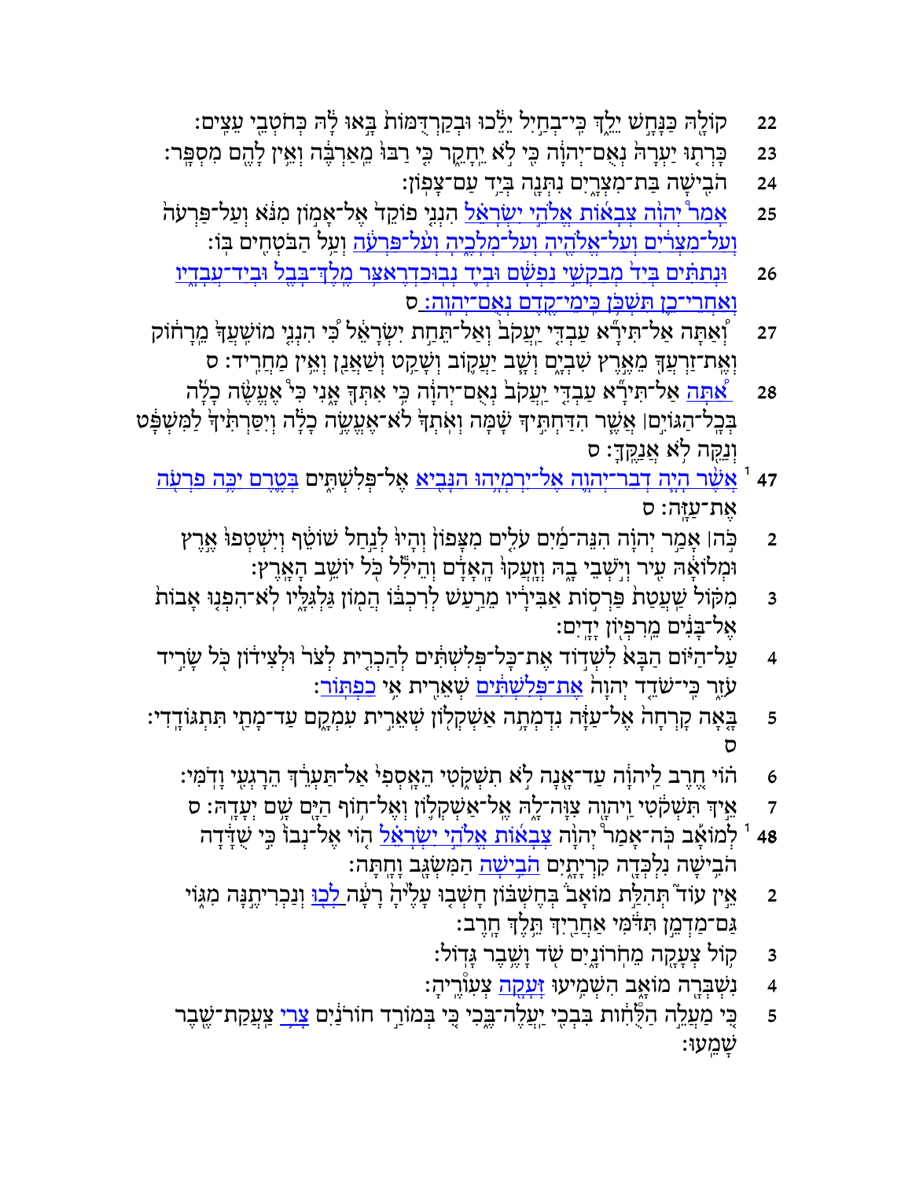22 קוֹלָ֖הּ כַּנָּחָ֣שׁ יֵלֵ֑ךְ כִּֽי־בְחַ֣יִל יֵלֵ֗כוּ וּבְקַרְדֻּמּוֹת֙ בָּ֣אוּ לָ֔הּ כְּחֹטְבֵ֖י עֵצִֽים׃

23 כָּרְת֤וּ יַעְרָהּ֙ נְאֻם־יְהוָ֔ה כִּ֖י לֹ֣א יֵחָקֵ֑ר כִּ֤י רַבּוּ֙ מֵֽאַרְבֶּ֔ה וְאֵ֥ין לָהֶ֖ם מִסְפָּֽר׃

24 הֹבִ֖ישָׁה בַּת־מִצְרָ֑יִם נִתְּנָ֖ה בְּיַ֥ד עַם־צָפֽוֹן׃

25 אָמַר֩ יְהוָ֨ה צְבָא֜וֹת אֱלֹהֵ֣י יִשְׂרָאֵ֗ל הִנְנִ֤י פוֹקֵד֙ אֶל־אָמ֣וֹן מִנֹּ֔א וְעַל־פַּרְעֹה֙ וְעַל־מִצְרַ֔יִם וְעַל־אֱלֹהֶ֖יהָ וְעַל־מְלָכֶ֑יהָ וְעַל־פַּרְעֹ֔ה וְעַ֖ל הַבֹּטְחִ֥ים בּֽוֹ׃

26 וּנְתַתִּ֗ים בְּיַד֙ מְבַקְשֵׁ֣י נַפְשָׁ֔ם וּבְיַ֛ד נְבוּכַדְרֶאצַּ֥ר מֶלֶךְ־בָּבֶ֖ל וּבְיַד־עֲבָדָ֑יו וְאַחֲרֵי־כֵ֛ן תִּשְׁכֹּ֥ן כִּֽימֵי־קֶ֖דֶם נְאֻם־יְהוָֽה׃ ס

27 וְ֠אַתָּה אַל־תִּירָ֞א עַבְדִּ֤י יַעֲקֹב֙ וְאַל־תֵּחַ֣ת יִשְׂרָאֵ֔ל כִּ֣י הִנְנִ֤י מוֹשִֽׁעֲךָ֙ מֵרָח֔וֹק וְאֶֽת־זַרְעֲךָ֖ מֵאֶ֣רֶץ שִׁבְיָ֑ם וְשָׁ֧ב יַעֲק֛וֹב וְשָׁקַ֥ט וְשַׁאֲנַ֖ן וְאֵ֥ין מַחֲרִֽיד׃ ס

28 אַ֠תָּה אַל־תִּירָ֞א עַבְדִּ֤י יַעֲקֹב֙ נְאֻם־יְהוָ֔ה כִּ֥י אִתְּךָ֖ אָ֑נִי כִּ֣י אֶ֠עֱשֶׂה כָלָ֨ה בְּכָֽל־הַגּוֹיִ֥ם ׀ אֲשֶׁ֧ר הִדַּחְתִּ֣יךָ שָׁ֗מָּה וְאֹֽתְךָ֙ לֹא־אֶעֱשֶׂ֣ה כָלָ֔ה וְיִסַּרְתִּ֙יךָ֙ לַמִּשְׁפָּ֔ט וְנַקֵּ֖ה לֹ֥א אֲנַקֶּֽךָּ׃ ס

47 [1] אֲשֶׁ֨ר הָיָ֧ה דְבַר־יְהוָ֛ה אֶל־יִרְמְיָ֥הוּ הַנָּבִ֖יא אֶל־פְּלִשְׁתִּ֑ים בְּטֶ֛רֶם יַכֶּ֥ה פַרְעֹ֖ה אֶת־עַזָּֽה׃ ס

2 כֹּ֣ה ׀ אָמַ֣ר יְהוָ֗ה הִנֵּה־מַ֜יִם עֹלִ֤ים מִצָּפוֹן֙ וְהָיוּ֙ לְנַ֣חַל שׁוֹטֵ֔ף וְיִשְׁטְפוּ֙ אֶ֣רֶץ וּמְלוֹאָ֔הּ עִ֖יר וְיֹ֣שְׁבֵי בָ֑הּ וְזָֽעֲקוּ֙ הָֽאָדָ֔ם וְהֵילִ֕ל כֹּ֖ל יוֹשֵׁ֥ב הָאָֽרֶץ׃

3 מִקּ֗וֹל שַֽׁעֲטַת֙ פַּרְס֣וֹת אַבִּירָ֔יו מֵרַ֣עַשׁ לְרִכְבּ֔וֹ הֲמ֖וֹן גַּלְגִּלָּ֑יו לֹֽא־הִפְנ֤וּ אָבוֹת֙ אֶל־בָּנִ֔ים מֵרִפְי֖וֹן יָדָֽיִם׃

4 עַל־הַיּ֗וֹם הַבָּא֙ לִשְׁד֣וֹד אֶת־כָּל־פְּלִשְׁתִּ֔ים לְהַכְרִ֤ית לְצֹר֙ וּלְצִיד֔וֹן כֹּ֖ל שָׂרִ֣יד עֹזֵ֑ר כִּֽי־שֹׁדֵ֤ד יְהוָה֙ אֶת־פְּלִשְׁתִּ֔ים שְׁאֵרִ֖ית אִ֥י כַפְתּֽוֹר׃

5 בָּ֤אָה קָרְחָה֙ אֶל־עַזָּ֔ה נִדְמְתָ֥ה אַשְׁקְל֖וֹן שְׁאֵרִ֣ית עִמְקָ֑ם עַד־מָתַ֖י תִּתְגּוֹדָֽדִי׃ ס

6 ה֗וֹי חֶ֚רֶב לַֽיהוָ֔ה עַד־אָ֖נָה לֹ֣א תִשְׁקֹ֑טִי הֵאָֽסְפִי֙ אֶל־תַּעְרֵ֔ךְ הֵרָגְעִ֖י וָדֹֽמִּי׃

7 אֵ֚יךְ תִּשְׁקֹ֔טִי וַֽיהוָ֖ה צִוָּה־לָ֑הּ אֶל־אַשְׁקְל֛וֹן וְאֶל־ח֥וֹף הַיָּ֖ם שָׁ֥ם יְעָדָֽהּ׃ ס

48 [1] לְמוֹאָ֡ב כֹּֽה־אָמַר֩ יְהוָ֨ה צְבָא֜וֹת אֱלֹהֵ֣י יִשְׂרָאֵ֗ל ה֤וֹי אֶל־נְבוֹ֙ כִּ֣י שֻׁדָּ֔דָה הֹבִ֥ישָׁה נִלְכְּדָ֖ה קִרְיָתָ֑יִם הֹבִ֥ישָׁה הַמִּשְׂגָּ֖ב וָחָֽתָּה׃

2 אֵ֣ין ע֗וֹד תְּהִלַּ֣ת מוֹאָב֮ בְּחֶשְׁבּוֹן֒ חָשְׁב֤וּ עָלֶ֙יהָ֙ רָעָ֔ה לְכ֖וּ וְנַכְרִיתֶ֣נָּה מִגּ֑וֹי גַּם־מַדְמֵ֣ן תִּדֹּ֔מִּי אַחֲרַ֖יִךְ תֵּ֥לֶךְ חָֽרֶב׃

3 ק֥וֹל צְעָקָ֖ה מֵחֹרוֹנָ֑יִם שֹׁ֖ד וָשֶׁ֥בֶר גָּדֽוֹל׃

4 נִשְׁבְּרָ֖ה מוֹאָ֑ב הִשְׁמִ֥יעוּ זְּעָקָ֖ה צְעִורֶֽיהָ׃

5 כִּ֚י מַעֲלֵ֣ה הַלֻּחֹ֔ות בִּבְכִ֖י יַעֲלֶה־בֶּ֑כִי כִּ֚י בְּמוֹרַ֣ד חוֹרֹנַ֔יִם צָרֵ֥י צַעֲקַת־שֶׁ֖בֶר שָׁמֵֽעוּ׃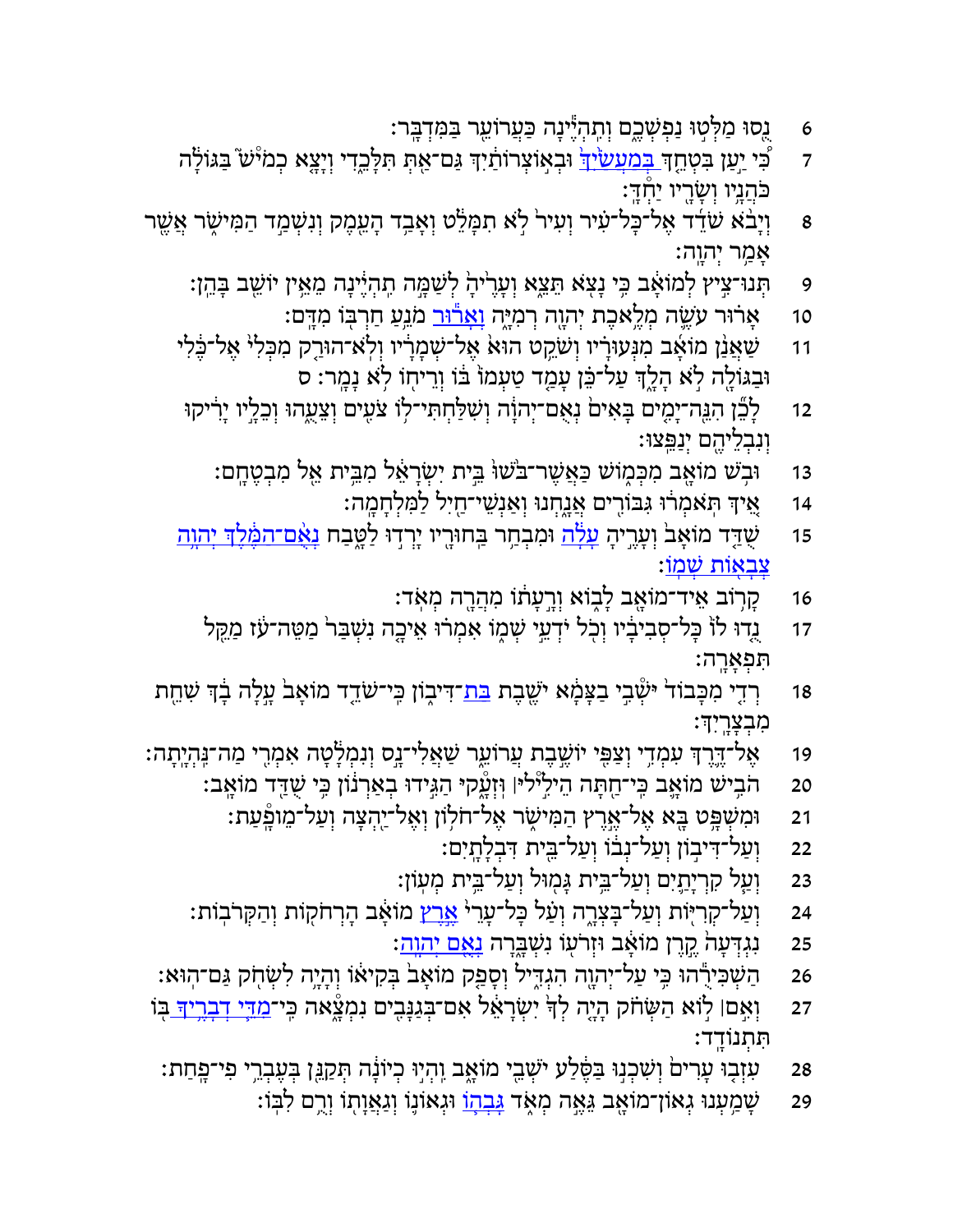6 נֻ֖סוּ מַלְּט֣וּ נַפְשְׁכֶ֑ם וְתִהְיֶ֕ינָה כַּעֲרוֹעֵ֖ר בַּמִּדְבָּֽר׃

7 כִּ֠י יַ֨עַן בִּטְחֵ֤ךְ בְּמַעֲשַׂ֙יִךְ֙ וּבְא֣וֹצְרוֹתַ֔יִךְ גַּם־אַ֖תְּ תִּלָּכֵ֑דִי וְיָצָ֤א כְמוֹשׁ֙ בַּגּוֹלָ֔ה כֹּהֲנָ֥יו וְשָׂרָ֖יו יַחְדָּֽו׃

8 וְיָבֹ֨א שֹׁדֵ֜ד אֶל־כָּל־עִ֗יר וְעִיר֙ לֹ֣א תִמָּלֵ֔ט וְאָבַ֣ד הָעֵ֔מֶק וְנִשְׁמַ֖ד הַמִּישֹׁ֑ר אֲשֶׁ֖ר אָמַ֥ר יְהוָֽה׃

9 תְּנוּ־צִ֥יץ לְמוֹאָ֖ב כִּ֥י נָצֹ֖א תֵּצֵ֑א וְעָרֶ֙יהָ֙ לְשַׁמָּ֣ה תִהְיֶ֔ינָה מֵאֵ֥ין יוֹשֵׁ֖ב בָּהֵֽן׃

10 אָר֗וּר עֹשֶׂ֛ה מְלֶ֥אכֶת יְהוָ֖ה רְמִיָּ֑ה וְאָר֕וּר מֹנֵ֥עַ חַרְבּ֖וֹ מִדָּֽם׃

11 שַׁאֲנַ֨ן מוֹאָ֜ב מִנְּעוּרָ֗יו וְשֹׁקֵ֥ט הוּא֙ אֶל־שְׁמָרָ֔יו וְלֹֽא־הוּרַ֤ק מִכְּלִי֙ אֶל־כֶּ֔לִי וּבַגּוֹלָ֖ה לֹ֣א הָלָ֑ךְ עַל־כֵּ֗ן עָמַ֤ד טַעְמוֹ֙ בּ֔וֹ וְרֵיח֖וֹ לֹ֥א נָמָֽר׃ ס

12 לָכֵ֞ן הִנֵּֽה־יָמִ֤ים בָּאִים֙ נְאֻם־יְהוָ֔ה וְשִׁלַּחְתִּי־ל֥וֹ צֹעִ֖ים וְצֵעֻ֑הוּ וְכֵלָ֣יו יָרִ֔יקוּ וְנִבְלֵיהֶ֖ם יְנַפֵּֽצוּ׃

13 וּבֹ֥שׁ מוֹאָ֖ב מִכְּמ֑וֹשׁ כַּאֲשֶׁר־בֹּ֙שׁוּ֙ בֵּ֣ית יִשְׂרָאֵ֔ל מִבֵּ֥ית אֵ֖ל מִבְטֶחָֽם׃

14 אֵ֚יךְ תֹּֽאמְר֔וּ גִּבּוֹרִ֖ים אֲנָ֑חְנוּ וְאַנְשֵׁי־חַ֖יִל לַמִּלְחָמָֽה׃

15 שֻׁדַּ֤ד מוֹאָב֙ וְעָרֶ֣יהָ עָלָ֔ה וּמִבְחַ֥ר בַּחוּרָ֖יו יָרְד֣וּ לַטָּ֑בַח נְאֻ֨ם־הַמֶּ֔לֶךְ יְהוָ֥ה צְבָא֖וֹת שְׁמֽוֹ׃

16 קָר֥וֹב אֵיד־מוֹאָ֖ב לָב֑וֹא וְרָ֣עָת֔וֹ מִהֲרָ֖ה מְאֹֽד׃

17 נֻ֤דוּ לוֹ֙ כָּל־סְבִיבָ֔יו וְכֹ֖ל יֹדְעֵ֣י שְׁמ֑וֹ אִמְר֗וּ אֵיכָה֙ נִשְׁבַּר֙ מַטֵּה־עֹ֔ז מַקֵּ֖ל תִּפְאָרָֽה׃

18 רְדִ֨י מִכָּב֜וֹד יִשְׁבִ֣י בַצָּמָ֗א יֹשֶׁ֙בֶת֙ בַּת־דִּיב֑וֹן כִּֽי־שֹׁדֵ֤ד מוֹאָב֙ עָ֣לָה בָ֔ךְ שִׁחֵ֖ת מִבְצָרָֽיִךְ׃

19 אֶל־דֶּ֥רֶךְ עִמְדִ֛י וְצַפִּ֖י יוֹשֶׁ֣בֶת עֲרוֹעֵ֑ר שַׁאֲלִי־נָ֣ס וְנִמְלָ֔טָה אִמְרִ֖י מַה־נִּהְיָֽתָה׃

20 הֹבִ֥ישׁ מוֹאָ֛ב כִּי־חַ֖תָּה הֵילִ֣ילִי ׀ וּזְעָ֑קִי הַגִּ֣ידוּ בְאַרְנ֔וֹן כִּ֥י שֻׁדַּ֖ד מוֹאָֽב׃

21 וּמִשְׁפָּ֥ט בָּ֖א אֶל־אֶ֣רֶץ הַמִּישֹׁ֑ר אֶל־חֹל֥וֹן וְאֶל־יַ֖הְצָה וְעַל־מֵופָֽעַת׃

22 וְעַל־דִּיב֥וֹן וְעַל־נְב֖וֹ וְעַל־בֵּ֥ית דִּבְלָתָֽיִם׃

23 וְעַ֥ל קִרְיָתַ֛יִם וְעַל־בֵּ֥ית גָּמ֖וּל וְעַל־בֵּ֥ית מְעֽוֹן׃

24 וְעַל־קְרִיּ֖וֹת וְעַל־בָּצְרָ֑ה וְעַ֗ל כָּל־עָרֵי֙ אֶ֣רֶץ מוֹאָ֔ב הָרְחֹק֖וֹת וְהַקְּרֹבֽוֹת׃

25 נִגְדְּעָה֙ קֶ֣רֶן מוֹאָ֔ב וּזְרֹע֖וֹ נִשְׁבָּ֑רָה נְאֻ֖ם יְהוָֽה׃

26 הַשְׁכִּירֻ֕הוּ כִּ֥י עַל־יְהוָ֖ה הִגְדִּ֑יל וְסָפַ֤ק מוֹאָב֙ בְּקִיא֔וֹ וְהָיָ֥ה לִשְׂחֹ֖ק גַּם־הֽוּא׃

27 וְאִ֣ם ׀ ל֣וֹא הַשְּׂחֹ֗ק הָיָ֤ה לְךָ֙ יִשְׂרָאֵ֔ל אִם־בְּגַנָּבִ֖ים נִמְצָ֑אָה כִּֽי־מִדֵּ֧י דְבָרֶ֛יךָ בּ֖וֹ תִּתְנוֹדָֽד׃

28 עִזְב֤וּ עָרִים֙ וְשִׁכְנ֣וּ בַּסֶּ֔לַע יֹשְׁבֵ֖י מוֹאָ֑ב וִהְי֣וּ כְיוֹנָ֔ה תְּקַנֵּ֖ן בְּעֶבְרֵ֥י פִי־פָֽחַת׃

29 שָׁמַ֥עְנוּ גְאוֹן־מוֹאָ֖ב גֵּאֶ֣ה מְאֹ֑ד גָּבְה֧וֹ וּגְאוֹנ֛וֹ וְגַאֲוָת֖וֹ וְרֻ֥ם לִבּֽוֹ׃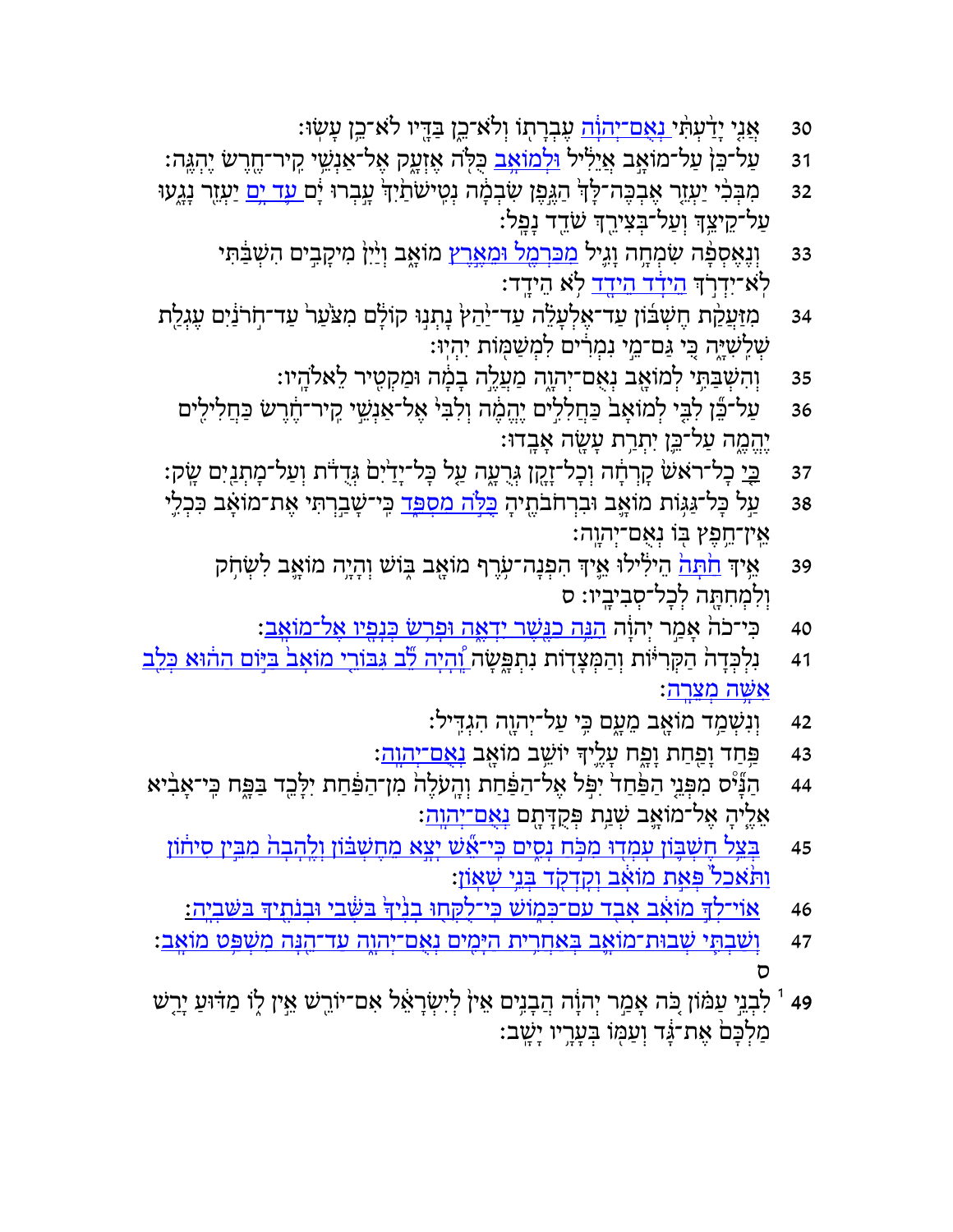30 אֲנִ֤י יָדַ֙עְתִּי֙ נְאֻם־יְהוָ֔ה עֶבְרָת֖וֹ וְלֹא־כֵ֑ן בַּדָּ֖יו לֹא־כֵ֥ן עָשֽׂוּ׃

31 עַל־כֵּן֙ עַל־מוֹאָ֣ב אֲיֵלִ֔יל וּלְמוֹאָ֥ב כֻּלֹּ֖ה אֶזְעָ֑ק אֶל־אַנְשֵׁ֥י קִיר־חֶ֖רֶשׂ יֶהְגֶּֽה׃

32 מִבְּכִ֨י יַעְזֵ֜ר אֶבְכֶּה־לָּ֗ךְ הַגֶּ֙פֶן֙ שִׂבְמָ֔ה נְטִישֹׁתַ֙יִךְ֙ עָ֣בְרוּ יָ֔ם עַ֛ד יָ֥ם יַעְזֵ֖ר נָגָ֑עוּ עַל־קֵיצֵ֥ךְ וְעַל־בְּצִירֵ֖ךְ שֹׁדֵ֥ד נָפָֽל׃

33 וְנֶאֶסְפָ֞ה שִׂמְחָ֥ה וָגִ֛יל מִכַּרְמֶ֖ל וּמֵאֶ֣רֶץ מוֹאָ֑ב וְיַ֙יִן֙ מִיקָבִ֣ים הִשְׁבַּ֔תִּי לֹֽא־יִדְרֹ֣ךְ הֵידָ֔ד הֵידָ֖ד לֹ֥א הֵידָֽד׃

34 מִזַּעֲקַ֨ת חֶשְׁבּ֜וֹן עַד־אֶלְעָלֵ֗ה עַד־יַ֙הַץ֙ נָתְנ֣וּ קוֹלָ֔ם מִצֹּ֙עַר֙ עַד־חֹ֣רֹנַ֔יִם עֶגְלַ֖ת שְׁלִשִׁיָּ֑ה כִּ֚י גַּם־מֵ֣י נִמְרִ֔ים לִמְשַׁמּ֖וֹת יִהְיֽוּ׃

35 וְהִשְׁבַּתִּ֥י לְמוֹאָ֖ב נְאֻם־יְהוָ֑ה מַעֲלֶ֣ה בָמָ֔ה וּמַקְטִ֖יר לֵאלֹהָֽיו׃

36 עַל־כֵּ֗ן לִבִּ֤י לְמוֹאָב֙ כַּחֲלִלִ֣ים יֶהֱמֶ֔ה וְלִבִּי֙ אֶל־אַנְשֵׁ֣י קִיר־חֶ֔רֶשׂ כַּחֲלִילִ֖ים יֶהֱמֶ֑ה עַל־כֵּ֛ן יִתְרַ֥ת עָשָׂ֖ה אָבָֽדוּ׃

37 כִּ֤י כָל־רֹאשׁ֙ קָרְחָ֔ה וְכָל־זָקָ֖ן גְּרֻעָ֑ה עַ֤ל כָּל־יָדַ֙יִם֙ גְּדֻדֹ֔ת וְעַל־מָתְנַ֖יִם שָֽׂק׃

38 עַ֣ל כָּל־גַּגּ֥וֹת מוֹאָ֛ב וּבִרְחֹבֹתֶ֖יהָ כֻּלֹּ֣ה מִסְפֵּ֑ד כִּֽי־שָׁבַ֣רְתִּי אֶת־מוֹאָ֗ב כִּכְלִ֛י אֵֽין־חֵ֥פֶץ בּ֖וֹ נְאֻם־יְהוָֽה׃

39 אֵ֥יךְ חַ֙תָּה֙ הֵילִ֔ילוּ אֵ֛יךְ הִפְנָה־עֹ֥רֶף מוֹאָ֖ב בּ֑וֹשׁ וְהָיָ֥ה מוֹאָ֛ב לִשְׂחֹ֥ק וְלִמְחִתָּ֖ה לְכָל־סְבִיבָֽיו׃ ס

40 כִּי־כֹה֙ אָמַ֣ר יְהוָ֔ה הִנֵּ֥ה כַנֶּ֖שֶׁר יִדְאֶ֑ה וּפָרַ֥שׂ כְּנָפָ֖יו אֶל־מוֹאָֽב׃

41 נִלְכְּדָה֙ הַקְּרִיּ֔וֹת וְהַמְּצָד֖וֹת נִתְפָּ֑שָׂה וְֽ֠הָיָה לֵ֞ב גִּבּוֹרֵ֤י מוֹאָב֙ בַּיּ֣וֹם הַה֔וּא כְּלֵ֖ב אִשָּׁ֥ה מְצֵרָֽה׃

42 וְנִשְׁמַ֥ד מוֹאָ֖ב מֵעָ֑ם כִּ֥י עַל־יְהוָ֖ה הִגְדִּֽיל׃

43 פַּ֥חַד וָפַ֖חַת וָפָ֑ח עָלֶ֛יךָ יוֹשֵׁ֥ב מוֹאָ֖ב נְאֻם־יְהוָֽה׃

44 הַנָּ֞יס מִפְּנֵ֤י הַפַּ֙חַד֙ יִפֹּ֣ל אֶל־הַפַּ֔חַת וְהָעֹלֶה֙ מִן־הַפַּ֔חַת יִלָּכֵ֖ד בַּפָּ֑ח כִּֽי־אָבִ֨יא אֵלֶ֧יהָ אֶל־מוֹאָ֛ב שְׁנַ֥ת פְּקֻדָּתָ֖ם נְאֻם־יְהוָֽה׃

45 בְּצֵ֥ל חֶשְׁבּ֛וֹן עָמְד֖וּ מִכֹּ֣חַ נָסִ֑ים כִּי־אֵ֞שׁ יָצָ֣א מֵחֶשְׁבּ֗וֹן וְלֶֽהָבָה֙ מִבֵּ֣ין סִיח֔וֹן וַתֹּ֙אכַל֙ פְּאַ֣ת מוֹאָ֔ב וְקָדְקֹ֖ד בְּנֵ֥י שָׁאֽוֹן׃

46 אוֹי־לְךָ֣ מוֹאָ֔ב אָבַ֖ד עַם־כְּמ֑וֹשׁ כִּֽי־לֻקְּח֤וּ בָנֶ֙יךָ֙ בַּשֶּׁ֔בִי וּבְנֹתֶ֖יךָ בַּשִּׁבְיָֽה׃

47 וְשַׁבְתִּ֧י שְׁבוּת־מוֹאָ֛ב בְּאַחֲרִ֥ית הַיָּמִ֖ים נְאֻם־יְהוָ֑ה עַד־הֵ֖נָּה מִשְׁפַּ֥ט מוֹאָֽב׃ ס

49 [1] לִבְנֵ֣י עַמּ֗וֹן כֹּ֚ה אָמַ֣ר יְהוָ֔ה הֲבָנִ֥ים אֵ֙ין לְיִשְׂרָאֵ֔ל אִם־יוֹרֵ֖שׁ אֵ֣ין ל֑וֹ מַדּ֗וּעַ יָרַ֤שׁ מַלְכָּם֙ אֶת־גָּ֔ד וְעַמּ֖וֹ בְּעָרָ֥יו יָשָֽׁב׃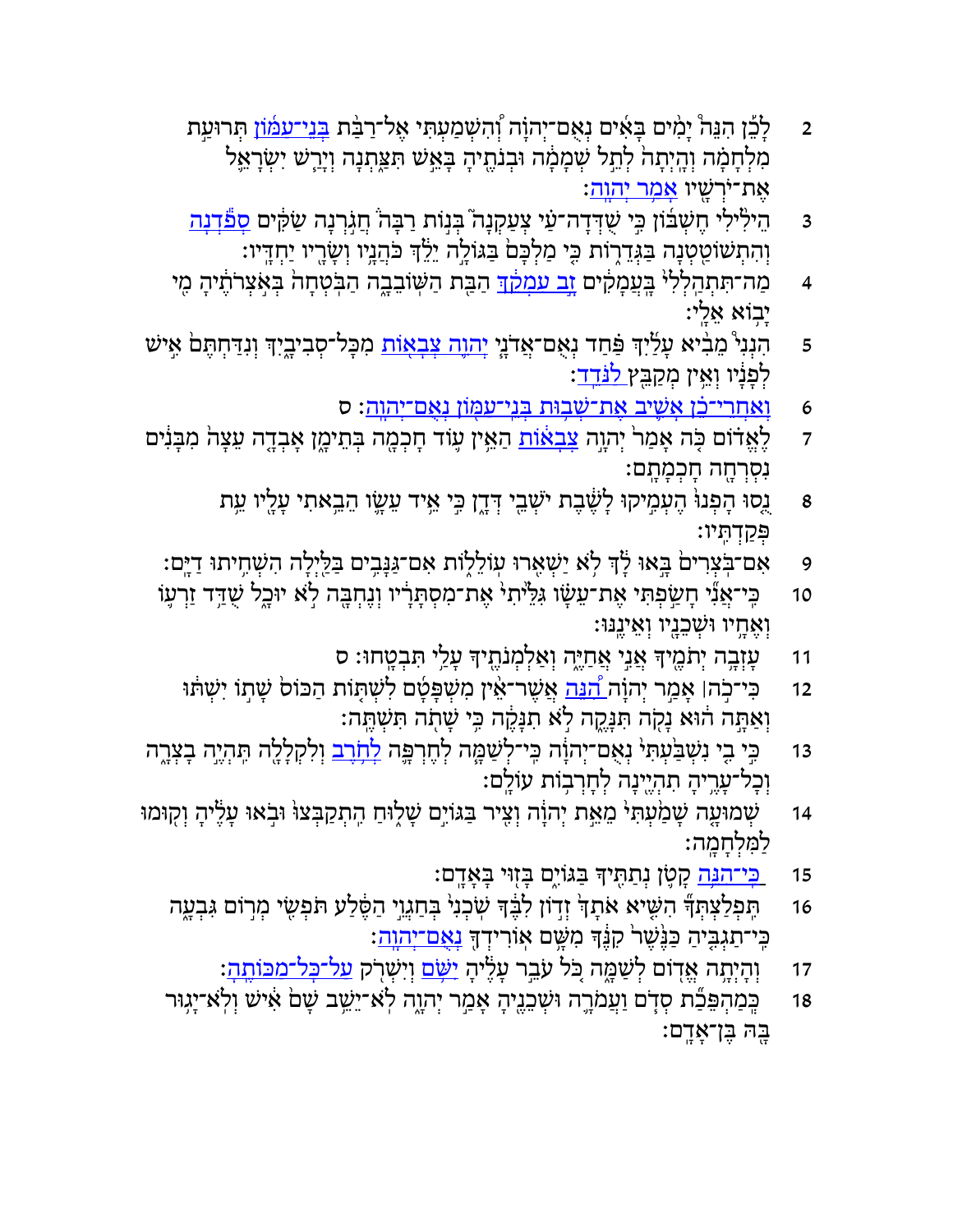2 לָכֵ֞ן הִנֵּ֨ה יָמִ֥ים בָּאִים֮ נְאֻם־יְהוָה֒ וְהִשְׁמַעְתִּ֞י אֶל־רַבַּ֤ת בְּנֵי־עַמּוֹן֙ תְּרוּעַ֣ת מִלְחָמָ֔ה וְהָיְתָה֙ לְתֵ֣ל שְׁמָמָ֔ה וּבְנֹתֶ֖יהָ בָּאֵ֣שׁ תִּצַּ֑תְנָה וְיָרַ֥שׁ יִשְׂרָאֵ֛ל אֶת־יֹרְשָׁ֖יו אָמַ֥ר יְהוָֽה׃

3 הֵילִ֣ילִי חֶשְׁבּ֗וֹן כִּ֣י שֻׁדְּדָה־עַ֒י צְעַ֜קְנָה֮ בְּנ֣וֹת רַבָּה֒ חֲגֹ֣רְנָה שַׂקִּ֔ים סְפֹ֕דְנָה וְהִתְשׁוֹטַ֖טְנָה בַּגְּדֵר֑וֹת כִּ֤י מַלְכָּם֙ בַּגּוֹלָ֣ה יֵלֵ֔ךְ כֹּהֲנָ֥יו וְשָׂרָ֖יו יַחְדָּֽיו׃

4 מַה־תִּתְהַֽלְלִי֙ בָּעֲמָקִ֔ים זָ֣ב עִמְקֵ֔ךְ הַבַּ֖ת הַשּׁוֹבֵבָ֑ה הַבֹּֽטְחָה֙ בְּאֹ֣צְרֹתֶ֔יהָ מִ֖י יָב֥וֹא אֵלָֽי׃

5 הִנְנִי֩ מֵבִ֨יא עָלַ֜יִךְ פַּ֗חַד נְאֻם־אֲדֹנָ֤י יְהוִה֙ צְבָא֔וֹת מִכָּל־סְבִיבָ֑יִךְ וְנִדַּחְתֶּם֙ אִ֣ישׁ לְפָנָ֔יו וְאֵ֥ין מְקַבֵּ֖ץ לַנֹּדֵֽד׃

6 וְאַחֲרֵי־כֵ֕ן אָשִׁ֖יב אֶת־שְׁב֣וּת בְּנֵֽי־עַמּ֑וֹן נְאֻם־יְהוָֽה׃ ס

7 לֶאֱד֗וֹם כֹּ֤ה אָמַר֙ יְהוָ֣ה צְבָא֔וֹת הַאֵ֥ין ע֛וֹד חָכְמָ֖ה בְּתֵימָ֑ן אָבְדָ֤ה עֵצָה֙ מִבָּנִ֔ים נִסְרְחָ֖ה חָכְמָתָֽם׃

8 נֻ֤סוּ הָפְנוּ֙ הֶעְמִ֣יקוּ לָשֶׁ֔בֶת יֹשְׁבֵ֖י דְּדָ֑ן כִּ֣י אֵ֥יד עֵשָׂ֛ו הֵבֵ֥אתִי עָלָ֖יו עֵ֥ת פְּקַדְתִּֽיו׃

9 אִם־בֹּֽצְרִים֙ בָּ֣אוּ לָ֔ךְ לֹ֥א יַשְׁאִ֖רוּ עוֹלֵל֑וֹת אִם־גַּנָּבִ֣ים בַּלַּ֔יְלָה הִשְׁחִ֖יתוּ דַיָּֽם׃

10 כִּֽי־אֲנִ֞י חָשַׂ֣פְתִּי אֶת־עֵשָׂ֗ו גִּלֵּ֙יתִי֙ אֶת־מִסְתָּרָ֔יו וְנֶחְבָּ֖ה לֹ֣א יוּכָ֑ל שֻׁדַּ֥ד זַרְע֛וֹ וְאֶחָ֥יו וּשְׁכֵנָ֖יו וְאֵינֶֽנּוּ׃

11 עָזְבָ֥ה יְתֹמֶ֖יךָ אֲנִ֣י אֲחַיֶּ֑ה וְאַלְמְנֹתֶ֖יךָ עָלַ֥י תִּבְטָֽחוּ׃ ס

12 כִּי־כֹ֣ה ׀ אָמַ֣ר יְהוָ֗ה הִנֵּה֩ אֲשֶׁר־אֵ֨ין מִשְׁפָּטָ֜ם לִשְׁתּ֤וֹת הַכּוֹס֙ שָׁת֣וֹ יִשְׁתּ֔וּ וְאַתָּ֣ה ה֔וּא נָקֹ֖ה תִּנָּקֶ֑ה לֹ֣א תִנָּקֶ֔ה כִּ֥י שָׁתֹ֖ה תִּשְׁתֶּֽה׃

13 כִּ֣י בִ֤י נִשְׁבַּ֙עְתִּי֙ נְאֻם־יְהוָ֔ה כִּֽי־לְשַׁמָּ֧ה לְחֶרְפָּ֛ה לְחֹ֥רֶב וְלִקְלָלָ֖ה תִּהְיֶ֣ה בָצְרָ֑ה וְכָל־עָרֶ֔יהָ תִּהְיֶ֖ינָה לְחָרְב֥וֹת עוֹלָֽם׃

14 שְׁמוּעָ֤ה שָׁמַ֙עְתִּי֙ מֵאֵ֣ת יְהוָ֔ה וְצִ֖יר בַּגּוֹיִ֣ם שָׁל֑וּחַ הִֽתְקַבְּצוּ֙ וּבֹ֣אוּ עָלֶ֔יהָ וְק֖וּמוּ לַמִּלְחָמָֽה׃

15 כִּֽי־הִנֵּ֥ה קָטֹ֛ן נְתַתִּ֖יךָ בַּגּוֹיִ֑ם בָּז֖וּי בָּאָדָֽם׃

16 תִּֽפְלַצְתְּךָ֞ הִשִּׁ֣יא אֹתָ֗ךְ זְד֙וֹן לִבֶּ֔ךָ שֹֽׁכְנִי֙ בְּחַגְוֵ֣י הַסֶּ֔לַע תֹּפְשִׂ֖י מְר֣וֹם גִּבְעָ֑ה כִּֽי־תַגְבִּ֤יהַּ כַּנֶּ֙שֶׁר֙ קִנֶּ֔ךָ מִשָּׁ֥ם אוֹרִֽידְךָ֖ נְאֻם־יְהוָֽה׃

17 וְהָיְתָ֥ה אֱד֖וֹם לְשַׁמָּ֑ה כֹּ֚ל עֹבֵ֣ר עָלֶ֔יהָ יִשֹּׁ֥ם וְיִשְׁרֹ֖ק עַל־כָּל־מַכּוֹתֶֽהָ׃

18 כְּמַהְפֵּכַ֞ת סְדֹ֧ם וַעֲמֹרָ֛ה וּשְׁכֵנֶ֖יהָ אָמַ֣ר יְהוָ֑ה לֹֽא־יֵשֵׁ֥ב שָׁם֙ אִ֔ישׁ וְלֹֽא־יָג֥וּר בָּ֖הּ בֶּן־אָדָֽם׃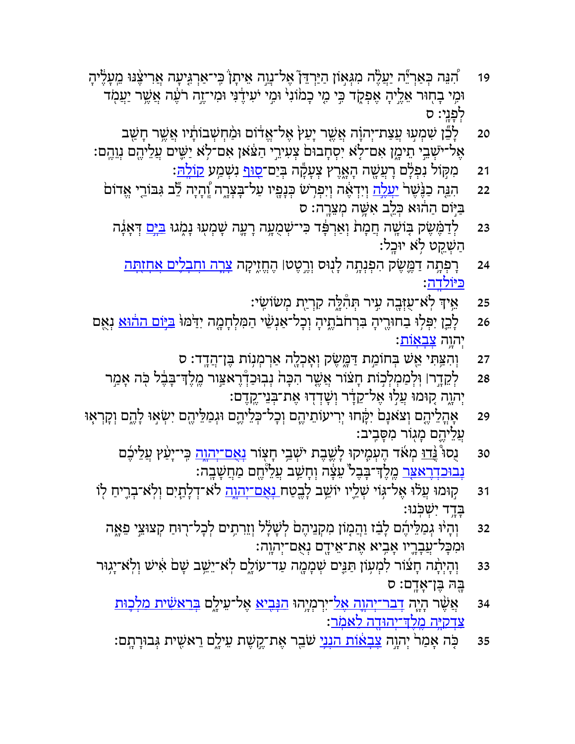19 הִנֵּה כְּאַרְיֵה יַעֲלֶה מִגְּאוֹן הַיַּרְדֵּן אֶל־נְוֵה אֵיתָן כִּי־אַרְגִּיעָה אֲרִיצֶנּוּ מֵעָלֶיהָ וּמִי בָחוּר אֵלֶיהָ אֶפְקֹד כִּי מִי כָמוֹנִי וּמִי יֹעִידֶנִּי וּמִי־זֶה רֹעֶה אֲשֶׁר יַעֲמֹד לְפָנָי׃ ס

20 לָכֵן שִׁמְעוּ עֲצַת־יְהוָה אֲשֶׁר יָעַץ אֶל־אֱדוֹם וּמַחְשְׁבוֹתָיו אֲשֶׁר חָשַׁב אֶל־יֹשְׁבֵי תֵימָן אִם־לֹא יִסְחָבוּם צְעִירֵי הַצֹּאן אִם־לֹא יַשִּׁים עֲלֵיהֶם נְוֵהֶם׃

21 מִקּוֹל נִפְלָם רָעֲשָׁה הָאָרֶץ צְעָקָה בְּיַם־סוּף נִשְׁמַע קוֹלָהּ׃

22 הִנֵּה כַנֶּשֶׁר יַעֲלֶה וְיִדְאֶה וְיִפְרֹשׂ כְּנָפָיו עַל־בָּצְרָה וְהָיָה לֵב גִּבּוֹרֵי אֱדוֹם בַּיּוֹם הַהוּא כְּלֵב אִשָּׁה מְצֵרָה׃ ס

23 לְדַמֶּשֶׂק בֹּושָׁה חֲמָת וְאַרְפָּד כִּי־שְׁמֻעָה רָעָה שָׁמְעוּ נָמֹגוּ בַּיָּם דְּאָגָה הַשְׁקֵט לֹא יוּכָל׃

24 רָפְתָה דַמֶּשֶׂק הִפְנְתָה לָנוּס וְרֶטֶט׀ הֶחֱזִיקָה צָרָה וַחֲבָלִים אֲחָזַתָּה כַּיּוֹלֵדָה׃

25 אֵיךְ לֹא־עֻזְּבָה עִיר תְּהִלָּה קִרְיַת מְשׂוֹשִׂי׃

26 לָכֵן יִפְּלוּ בַחוּרֶיהָ בִּרְחֹבֹתֶיהָ וְכָל־אַנְשֵׁי הַמִּלְחָמָה יִדַּמּוּ בַּיּוֹם הַהוּא נְאֻם יְהוָה צְבָאוֹת׃

27 וְהִצַּתִּי אֵשׁ בְּחוֹמַת דַּמֶּשֶׂק וְאָכְלָה אַרְמְנוֹת בֶּן־הֲדָד׃ ס

28 לְקֵדָר׀ וּלְמַמְלְכוֹת חָצוֹר אֲשֶׁר הִכָּה נְבוּכַדְרֶאצּוֹר מֶלֶךְ־בָּבֶל כֹּה אָמַר יְהוָה קוּמוּ עֲלוּ אֶל־קֵדָר וְשָׁדְדוּ אֶת־בְּנֵי־קֶדֶם׃

29 אָהֳלֵיהֶם וְצֹאנָם יִקָּחוּ יְרִיעוֹתֵיהֶם וְכָל־כְּלֵיהֶם וּגְמַלֵּיהֶם יִשְׂאוּ לָהֶם וְקָרְאוּ עֲלֵיהֶם מָגוֹר מִסָּבִיב׃

30 נֻסוּ נֻּדוּ מְאֹד הֶעְמִיקוּ לָשֶׁבֶת יֹשְׁבֵי חָצוֹר נְאֻם־יְהוָה כִּי־יָעַץ עֲלֵיכֶם נְבוּכַדְרֶאצַּר מֶלֶךְ־בָּבֶל עֵצָה וְחָשַׁב עֲלֵיהֶם מַחֲשָׁבָה׃

31 קוּמוּ עֲלוּ אֶל־גּוֹי שְׁלֵיו יוֹשֵׁב לָבֶטַח נְאֻם־יְהוָה לֹא־דְלָתַיִם וְלֹא־בְרִיחַ לוֹ בָּדָד יִשְׁכֹּנוּ׃

32 וְהָיוּ גְמַלֵּיהֶם לָבַז וַהֲמוֹן מִקְנֵיהֶם לְשָׁלָל וְזֵרִתִים לְכָל־רוּחַ קְצוּצֵי פֵאָה וּמִכָּל־עֲבָרָיו אָבִיא אֶת־אֵידָם נְאֻם־יְהוָה׃

33 וְהָיְתָה חָצוֹר לִמְעוֹן תַּנִּים שְׁמָמָה עַד־עוֹלָם לֹא־יֵשֵׁב שָׁם אִישׁ וְלֹא־יָגוּר בָּהּ בֶּן־אָדָם׃ ס

34 אֲשֶׁר הָיָה דְבַר־יְהוָה אֶל־יִרְמְיָהוּ הַנָּבִיא אֶל־עֵילָם בְּרֵאשִׁית מַלְכוּת צִדְקִיָּה מֶלֶךְ־יְהוּדָה לֵאמֹר׃

35 כֹּה אָמַר יְהוָה צְבָאוֹת הִנְנִי שֹׁבֵר אֶת־קֶשֶׁת עֵילָם רֵאשִׁית גְּבוּרָתָם׃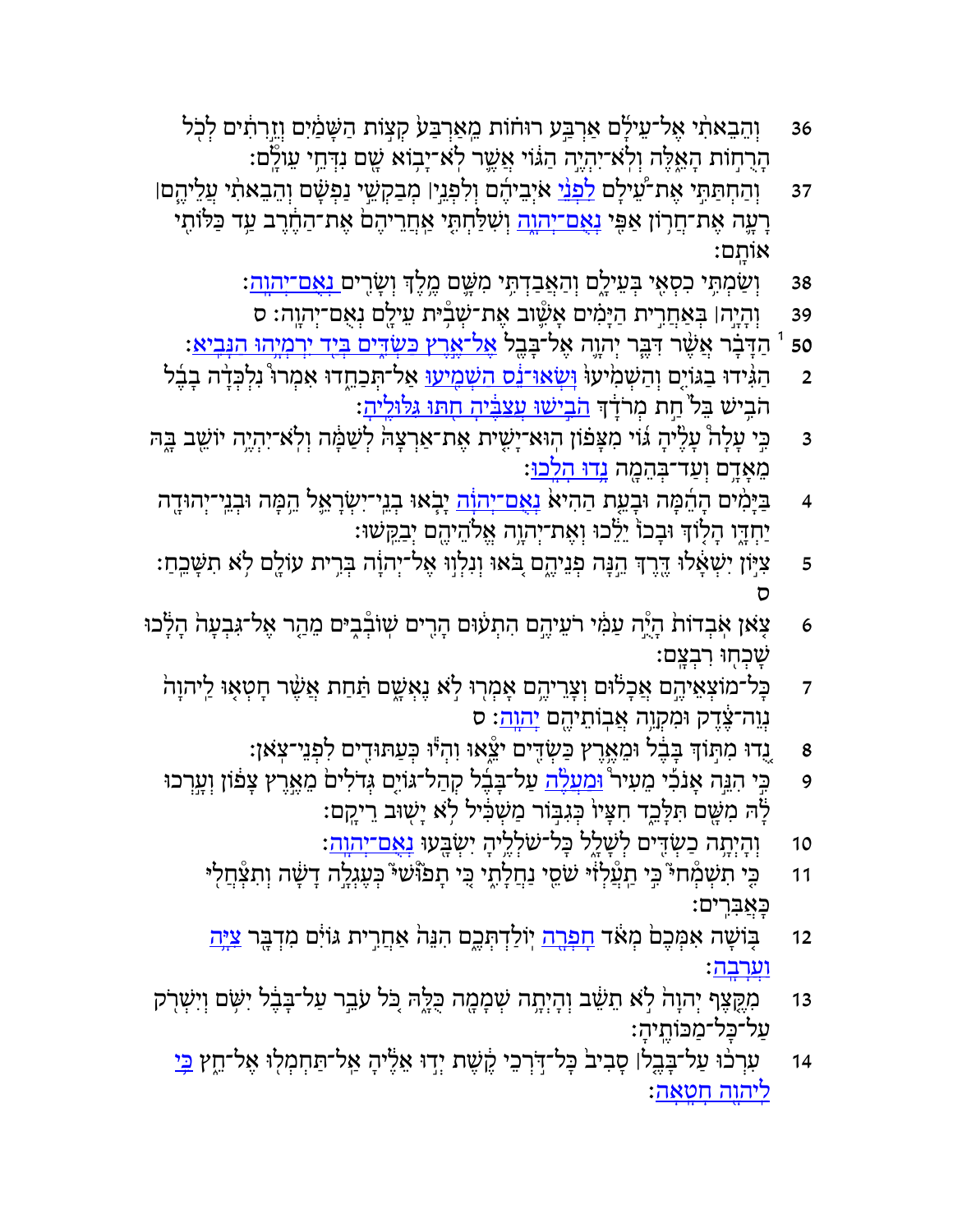36 וְהֵבֵאתִי אֶל־עֵילָם אַרְבַּע רוּחוֹת מֵאַרְבַּע קְצוֹת הַשָּׁמַיִם וְזֵרִתִים לְכֹל הָרֻחוֹת הָאֵלֶּה וְלֹא־יִהְיֶה הַגּוֹי אֲשֶׁר לֹא־יָבוֹא שָׁם נִדְּחֵי עוֹלָם׃

37 וְהַחְתַּתִּי אֶת־עֵילָם לִפְנֵי אֹיְבֵיהֶם וְלִפְנֵי׀ מְבַקְשֵׁי נַפְשָׁם וְהֵבֵאתִי עֲלֵיהֶם׀ רָעָה אֶת־חֲרוֹן אַפִּי נְאֻם־יְהוָה וְשִׁלַּחְתִּי אַחֲרֵיהֶם אֶת־הַחֶרֶב עַד כַּלּוֹתִי אוֹתָם׃

38 וְשַׂמְתִּי כִסְאִי בְּעֵילָם וְהַאֲבַדְתִּי מִשָּׁם מֶלֶךְ וְשָׂרִים נְאֻם־יְהוָה׃

39 וְהָיָה׀ בְּאַחֲרִית הַיָּמִים אָשׁוּב אֶת־שְׁבִית עֵילָם נְאֻם־יְהוָה׃ ס

50 [1] הַדָּבָר אֲשֶׁר דִּבֶּר יְהוָה אֶל־בָּבֶל אֶל־אֶרֶץ כַּשְׂדִּים בְּיַד יִרְמְיָהוּ הַנָּבִיא׃

2 הַגִּידוּ בַגּוֹיִם וְהַשְׁמִיעוּ וּשְׂאוּ־נֵס הַשְׁמִיעוּ אַל־תְּכַחֵדוּ אִמְרוּ נִלְכְּדָה בָבֶל הֹבִישׁ בֵּל חַת מְרֹדָךְ הֹבִישׁוּ עֲצַבֶּיהָ חַתּוּ גִּלּוּלֶיהָ׃

3 כִּי עָלָה עָלֶיהָ גּוֹי מִצָּפוֹן הוּא־יָשִׁית אֶת־אַרְצָהּ לְשַׁמָּה וְלֹא־יִהְיֶה יוֹשֵׁב בָּהּ מֵאָדָם וְעַד־בְּהֵמָה נָדוּ הָלָכוּ׃

4 בַּיָּמִים הָהֵמָּה וּבָעֵת הַהִיא נְאֻם־יְהוָה יָבֹאוּ בְנֵי־יִשְׂרָאֵל הֵמָּה וּבְנֵי־יְהוּדָה יַחְדָּו הָלוֹךְ וּבָכוֹ יֵלֵכוּ וְאֶת־יְהוָה אֱלֹהֵיהֶם יְבַקֵּשׁוּ׃

5 צִיּוֹן יִשְׁאָלוּ דֶּרֶךְ הֵנָּה פְנֵיהֶם בֹּאוּ וְנִלְווּ אֶל־יְהוָה בְּרִית עוֹלָם לֹא תִשָּׁכֵחַ׃ ס

6 צֹאן אֹבְדוֹת הָיָה עַמִּי רֹעֵיהֶם הִתְעוּם הָרִים שׁוֹבְבִים מֵהַר אֶל־גִּבְעָה הָלָכוּ שָׁכְחוּ רִבְצָם׃

7 כָּל־מוֹצְאֵיהֶם אֲכָלוּם וְצָרֵיהֶם אָמְרוּ לֹא נֶאְשָׁם תַּחַת אֲשֶׁר חָטְאוּ לַיהוָה נְוֵה־צֶדֶק וּמִקְוֵה אֲבוֹתֵיהֶם יְהוָה׃ ס

8 נֻדוּ מִתּוֹךְ בָּבֶל וּמֵאֶרֶץ כַּשְׂדִּים יֵצֵאוּ וִהְיוּ כְּעַתּוּדִים לִפְנֵי־צֹאן׃

9 כִּי הִנֵּה אָנֹכִי מֵעִיר וּמַעֲלֶה עַל־בָּבֶל קְהַל־גּוֹיִם גְּדֹלִים מֵאֶרֶץ צָפוֹן וְעָרְכוּ לָהּ מִשָּׁם תִּלָּכֵד חִצָּיו כְּגִבּוֹר מַשְׁכִּיל לֹא יָשׁוּב רֵיקָם׃

10 וְהָיְתָה כַשְׂדִּים לְשָׁלָל כָּל־שֹׁלְלֶיהָ יִשְׂבָּעוּ נְאֻם־יְהוָה׃

11 כִּי תִשְׂמְחִי כִּי תַעַלְזִי שֹׁסֵי נַחֲלָתִי כִּי תָפוּשִׁי כְּעֶגְלָה דָשָׁה וְתִצְהֲלִי כָּאַבִּרִים׃

12 בּוֹשָׁה אִמְּכֶם מְאֹד חָפְרָה יוֹלַדְתְּכֶם הִנֵּה אַחֲרִית גּוֹיִם מִדְבָּר צִיָּה וַעֲרָבָה׃

13 מִקֶּצֶף יְהוָה לֹא תֵשֵׁב וְהָיְתָה שְׁמָמָה כֻּלָּהּ כֹּל עֹבֵר עַל־בָּבֶל יִשֹּׁם וְיִשְׁרֹק עַל־כָּל־מַכּוֹתֶיהָ׃

14 עִרְכוּ עַל־בָּבֶל׀ סָבִיב כָּל־דֹּרְכֵי קֶשֶׁת יְדוּ אֵלֶיהָ אַל־תַּחְמְלוּ אֶל־חֵץ כִּי לַיהוָה חָטָאָה׃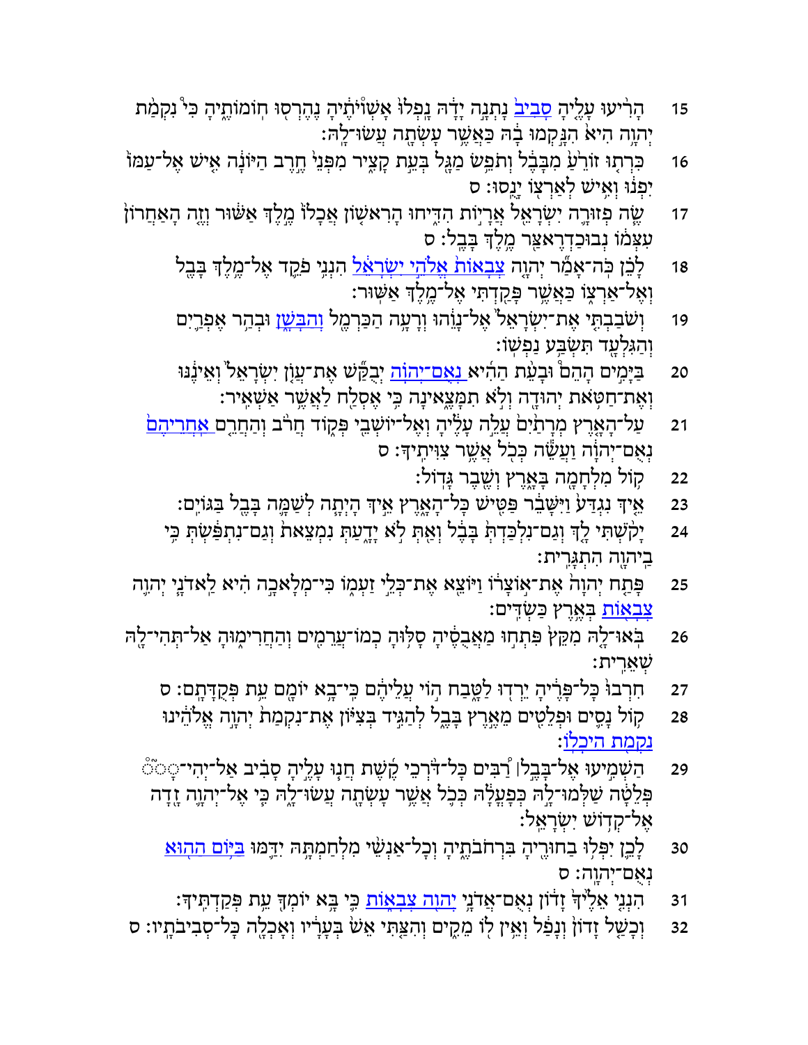15 הָרִ֨יעוּ עָלֶ֤יהָ סָבִיב֙ נָתְנָ֣ה יָדָ֔הּ נָֽפְלוּ֙ אָשְׁוֺיתֶ֔יהָ נֶהֶרְס֖וּ חֽוֹמוֹתֶ֑יהָ כִּי֩ נִקְמַ֨ת יְהוָ֥ה הִיא֙ הִנָּ֣קְמוּ בָ֔הּ כַּאֲשֶׁ֥ר עָשְׂתָ֖ה עֲשׂוּ־לָֽהּ׃

16 כִּרְת֤וּ זוֹרֵ֙עַ֙ מִבָּבֶ֔ל וְתֹפֵ֥שׂ מַגָּ֖ל בְּעֵ֣ת קָצִ֑יר מִפְּנֵי֙ חֶ֣רֶב הַיּוֹנָ֔ה אִ֤ישׁ אֶל־עַמּוֹ֙ יִפְנ֔וּ וְאִ֥ישׁ לְאַרְצ֖וֹ יָנֻֽסוּ׃ ס

17 שֶׂ֧ה פְזוּרָ֛ה יִשְׂרָאֵ֖ל אֲרָי֣וֹת הִדִּ֑יחוּ הָרִאשׁ֤וֹן אֲכָלוֹ֙ מֶ֣לֶךְ אַשּׁ֔וּר וְזֶ֤ה הָאַחֲרוֹן֙ עִצְּמ֔וֹ נְבוּכַדְרֶאצַּ֖ר מֶ֥לֶךְ בָּבֶֽל׃ ס

18 לָכֵ֗ן כֹּֽה־אָמַ֞ר יְהוָ֤ה צְבָאוֹת֙ אֱלֹהֵ֣י יִשְׂרָאֵ֔ל הִנְנִ֥י פֹקֵ֛ד אֶל־מֶ֥לֶךְ בָּבֶ֖ל וְאֶל־אַרְצ֑וֹ כַּאֲשֶׁ֥ר פָּקַ֖דְתִּי אֶל־מֶ֥לֶךְ אַשּֽׁוּר׃

19 וְשֹׁבַבְתִּ֤י אֶת־יִשְׂרָאֵל֙ אֶל־נָוֵ֔הוּ וְרָעָ֥ה הַכַּרְמֶ֖ל וְהַבָּשָׁ֑ן וּבְהַ֥ר אֶפְרַ֛יִם וְהַגִּלְעָ֖ד תִּשְׂבַּ֥ע נַפְשֽׁוֹ׃

20 בַּיָּמִ֣ים הָהֵם֩ וּבָעֵ֨ת הַהִ֜יא נְאֻם־יְהוָ֗ה יְבֻקַּ֞שׁ אֶת־עֲוֺ֤ן יִשְׂרָאֵל֙ וְאֵינֶ֔נּוּ וְאֶת־חַטֹּ֥את יְהוּדָ֖ה וְלֹ֣א תִמָּצֶ֑אינָה כִּ֥י אֶסְלַ֖ח לַאֲשֶׁ֥ר אַשְׁאִֽיר׃

21 עַל־הָאָ֤רֶץ מְרָתַ֙יִם֙ עֲלֵ֣ה עָלֶ֔יהָ וְאֶל־יוֹשְׁבֵ֖י פְּק֑וֹד חֲרֹ֨ב וְהַחֲרֵ֤ם אַחֲרֵיהֶם֙ נְאֻם־יְהוָ֔ה וַעֲשֵׂ֕ה כְּכֹ֖ל אֲשֶׁ֥ר צִוִּיתִֽיךָ׃ ס

22 ק֥וֹל מִלְחָמָ֖ה בָּאָ֑רֶץ וְשֶׁ֖בֶר גָּדֽוֹל׃

23 אֵ֤יךְ נִגְדַּע֙ וַיִּשָּׁבֵ֔ר פַּטִּ֖ישׁ כָּל־הָאָ֑רֶץ אֵ֣יךְ הָיְתָ֧ה לְשַׁמָּ֛ה בָּבֶ֖ל בַּגּוֹיִֽם׃

24 יָקֹ֨שְׁתִּי לָ֤ךְ וְגַם־נִלְכַּדְתְּ֙ בָּבֶ֔ל וְאַ֖תְּ לֹ֣א יָדָ֑עַתְּ נִמְצֵ֤את וְגַם־נִתְפַּ֙שְׂתְּ֙ כִּ֥י בַיהוָ֖ה הִתְגָּרִֽית׃

25 פָּתַ֤ח יְהוָה֙ אֶת־א֣וֹצָר֔וֹ וַיּוֹצֵ֖א אֶת־כְּלֵ֣י זַעְמ֑וֹ כִּֽי־מְלָאכָ֣ה הִ֗יא לַאדֹנָ֧י יְהוִ֛ה צְבָא֖וֹת בְּאֶ֥רֶץ כַּשְׂדִּֽים׃

26 בֹּֽאוּ־לָ֤הּ מִקֵּץ֙ פִּתְח֣וּ מַאֲבֻסֶ֔יהָ סָלּ֥וּהָ כְמוֹ־עֲרֵמִ֖ים וְהַחֲרִימ֑וּהָ אַל־תְּהִי־לָ֖הּ שְׁאֵרִֽית׃

27 חִרְבוּ֙ כָּל־פָּרֶ֔יהָ יֵרְד֖וּ לַטָּ֑בַח ה֣וֹי עֲלֵיהֶ֔ם כִּי־בָ֥א יוֹמָ֖ם עֵ֥ת פְּקֻדָּתָֽם׃ ס

28 ק֥וֹל נָסִ֛ים וּפְלֵטִ֖ים מֵאֶ֣רֶץ בָּבֶ֑ל לְהַגִּ֣יד בְּצִיּ֗וֹן אֶת־נִקְמַת֙ יְהוָ֣ה אֱלֹהֵ֔ינוּ נִקְמַ֖ת הֵיכָלֽוֹ׃

29 הַשְׁמִ֣יעוּ אֶל־בָּבֶ֣ל ׀ רַ֠בִּים כָּל־דֹּ֨רְכֵי קֶ֜שֶׁת חֲנ֧וּ עָלֶ֣יהָ סָבִ֗יב אַל־יְהִי־◌ׄ◌ׄ◌ פְּלֵטָ֔ה שַׁלְּמוּ־לָ֣הּ כְּפָעֳלָ֔הּ כְּכֹ֛ל אֲשֶׁ֥ר עָשְׂתָ֖ה עֲשׂוּ־לָ֑הּ כִּ֧י אֶל־יְהוָ֛ה זָ֖דָה אֶל־קְד֥וֹשׁ יִשְׂרָאֵֽל׃

30 לָכֵ֛ן יִפְּל֥וּ בַחוּרֶ֖יהָ בִּרְחֹבֹתֶ֑יהָ וְכָל־אַנְשֵׁ֧י מִלְחַמְתָּ֛הּ יִדַּ֛מּוּ בַּיּ֥וֹם הַה֖וּא נְאֻם־יְהוָֽה׃ ס

31 הִנְנִ֤י אֵלֶ֙יךָ֙ זָד֔וֹן נְאֻם־אֲדֹנָ֥י יְהוִ֖ה צְבָא֑וֹת כִּ֛י בָּ֥א יוֹמְךָ֖ עֵ֥ת פְּקַדְתִּֽיךָ׃

32 וְכָשַׁ֤ל זָדוֹן֙ וְנָפַ֔ל וְאֵ֥ין ל֖וֹ מֵקִ֑ים וְהִצַּ֤תִּי אֵשׁ֙ בְּעָרָ֔יו וְאָכְלָ֖ה כָּל־סְבִיבֹתָֽיו׃ ס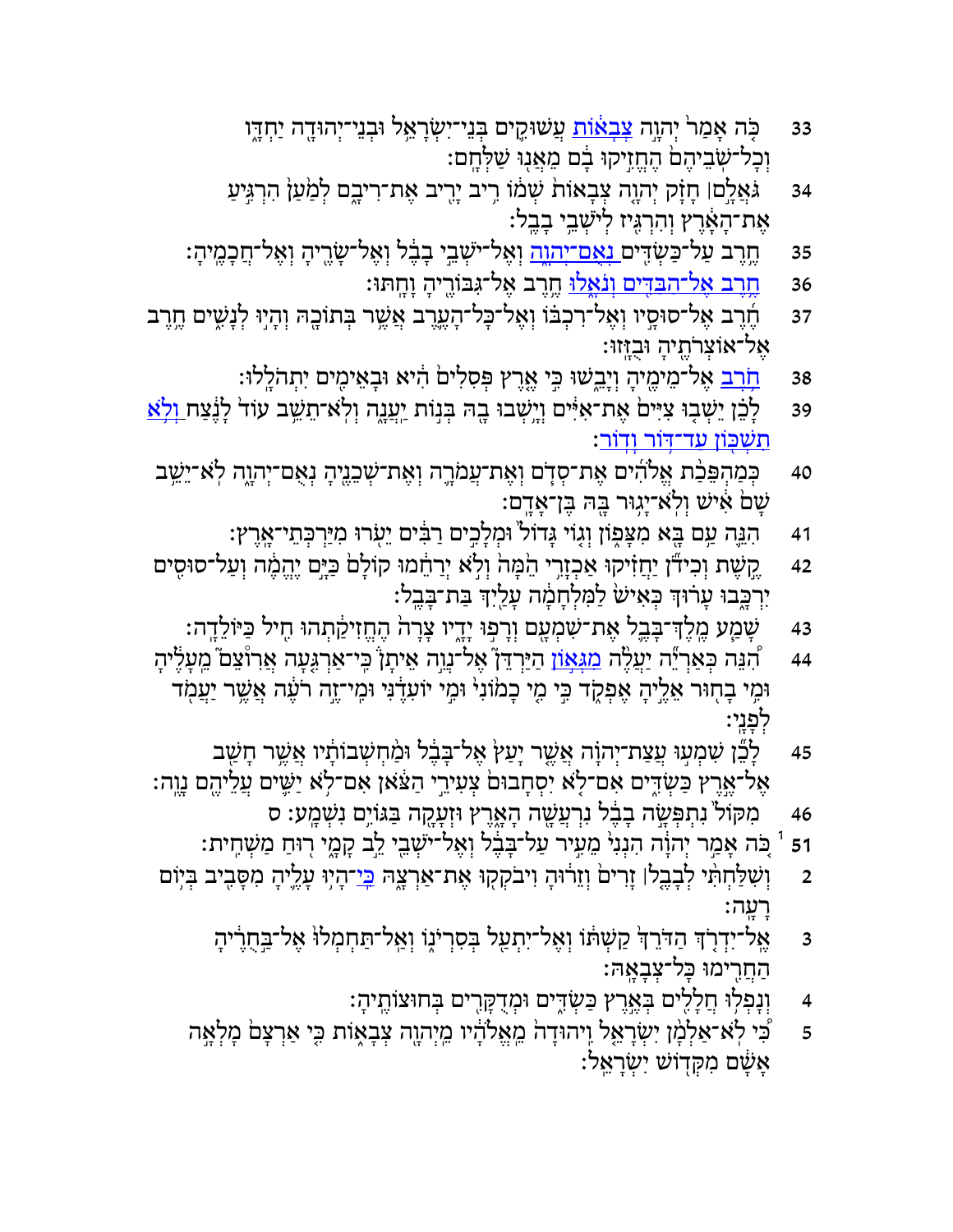33 כֹּה אָמַר יְהוָה צְבָאוֹת עֲשׁוּקִים בְּנֵי־יִשְׂרָאֵל וּבְנֵי־יְהוּדָה יַחְדָּו וְכָל־שֹׁבֵיהֶם הֶחֱזִיקוּ בָם מֵאֲנוּ שַׁלְּחָם׃

34 גֹּאֲלָם ׀ חָזָק יְהוָה צְבָאוֹת שְׁמוֹ רִיב יָרִיב אֶת־רִיבָם לְמַעַן הִרְגִּיעַ אֶת־הָאָרֶץ וְהִרְגִּיז לְיֹשְׁבֵי בָבֶל׃

35 חֶרֶב עַל־כַּשְׂדִּים נְאֻם־יְהוָה וְאֶל־יֹשְׁבֵי בָבֶל וְאֶל־שָׂרֶיהָ וְאֶל־חֲכָמֶיהָ׃

36 חֶרֶב אֶל־הַבַּדִּים וְנֹאָלוּ חֶרֶב אֶל־גִּבּוֹרֶיהָ וָחָתּוּ׃

37 חֶרֶב אֶל־סוּסָיו וְאֶל־רִכְבּוֹ וְאֶל־כָּל־הָעֶרֶב אֲשֶׁר בְּתוֹכָהּ וְהָיוּ לְנָשִׁים חֶרֶב אֶל־אוֹצְרֹתֶיהָ וּבֻזָּזוּ׃

38 חֹרֶב אֶל־מֵימֶיהָ וְיָבֵשׁוּ כִּי אֶרֶץ פְּסִלִים הִיא וּבָאֵימִים יִתְהֹלָלוּ׃

39 לָכֵן יֵשְׁבוּ צִיִּים אֶת־אִיִּים וְיָשְׁבוּ בָהּ בְּנוֹת יַעֲנָה וְלֹא־תֵשֵׁב עוֹד לָנֶצַח וְלֹא תִשְׁכּוֹן עַד־דּוֹר וָדוֹר׃

40 כְּמַהְפֵּכַת אֱלֹהִים אֶת־סְדֹם וְאֶת־עֲמֹרָה וְאֶת־שְׁכֵנֶיהָ נְאֻם־יְהוָה לֹא־יֵשֵׁב שָׁם אִישׁ וְלֹא־יָגוּר בָּהּ בֶּן־אָדָם׃

41 הִנֵּה עַם בָּא מִצָּפוֹן וְגוֹי גָּדוֹל וּמְלָכִים רַבִּים יֵעֹרוּ מִיַּרְכְּתֵי־אָרֶץ׃

42 קֶשֶׁת וְכִידֹן יַחֲזִיקוּ אַכְזָרִי הֵמָּה וְלֹא יְרַחֵמוּ קוֹלָם כַּיָּם יֶהֱמֶה וְעַל־סוּסִים יִרְכָּבוּ עָרוּךְ כְּאִישׁ לַמִּלְחָמָה עָלַיִךְ בַּת־בָּבֶל׃

43 שָׁמַע מֶלֶךְ־בָּבֶל אֶת־שִׁמְעָם וְרָפוּ יָדָיו צָרָה הֶחֱזִיקַתְהוּ חִיל כַּיּוֹלֵדָה׃

44 הִנֵּה כְּאַרְיֵה יַעֲלֶה מִגְּאוֹן הַיַּרְדֵּן אֶל־נְוֵה אֵיתָן כִּי־אַרְגִּעָה אֲרוּצֵם מֵעָלֶיהָ וּמִי בָחוּר אֵלֶיהָ אֶפְקֹד כִּי מִי כָמוֹנִי וּמִי יוֹעִדֶנִּי וּמִי־זֶה רֹעֶה אֲשֶׁר יַעֲמֹד לְפָנָי׃

45 לָכֵן שִׁמְעוּ עֲצַת־יְהוָה אֲשֶׁר יָעַץ אֶל־בָּבֶל וּמַחְשְׁבוֹתָיו אֲשֶׁר חָשַׁב אֶל־אֶרֶץ כַּשְׂדִּים אִם־לֹא יִסְחָבוּם צְעִירֵי הַצֹּאן אִם־לֹא יַשִּׁים עֲלֵיהֶם נָוֶה׃

46 מִקּוֹל נִתְפְּשָׂה בָבֶל נִרְעֲשָׁה הָאָרֶץ וּזְעָקָה בַּגּוֹיִם נִשְׁמָע׃ ס

51 [1] כֹּה אָמַר יְהוָה הִנְנִי מֵעִיר עַל־בָּבֶל וְאֶל־יֹשְׁבֵי לֵב קָמָי רוּחַ מַשְׁחִית׃

2 וְשִׁלַּחְתִּי לְבָבֶל ׀ זָרִים וְזֵרוּהָ וִיבֹקְקוּ אֶת־אַרְצָהּ כִּי־הָיוּ עָלֶיהָ מִסָּבִיב בְּיוֹם רָעָה׃

3 אֶל־יִדְרֹךְ הַדֹּרֵךְ קַשְׁתּוֹ וְאֶל־יִתְעַל בְּסִרְיֹנוֹ וְאַל־תַּחְמְלוּ אֶל־בַּחֻרֶיהָ הַחֲרִימוּ כָּל־צְבָאָהּ׃

4 וְנָפְלוּ חֲלָלִים בְּאֶרֶץ כַּשְׂדִּים וּמְדֻקָּרִים בְּחוּצוֹתֶיהָ׃

5 כִּי לֹא־אַלְמָן יִשְׂרָאֵל וִיהוּדָה מֵאֱלֹהָיו מֵיְהוָה צְבָאוֹת כִּי אַרְצָם מָלְאָה אָשָׁם מִקְּדוֹשׁ יִשְׂרָאֵל׃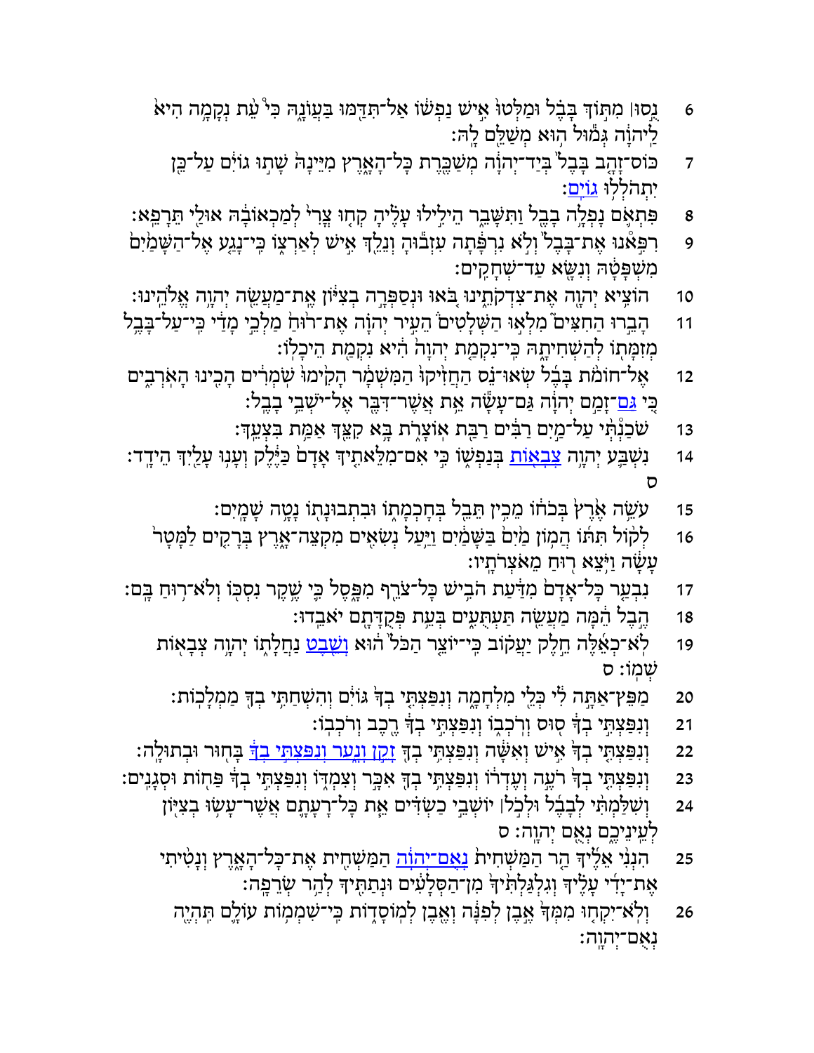6 נֻ֣סוּ ׀ מִתּ֣וֹךְ בָּבֶ֗ל וּמַלְּטוּ֙ אִ֣ישׁ נַפְשׁ֔וֹ אַל־תִּדַּ֖מּוּ בַּעֲוֺנָ֑הּ כִּ֠י עֵ֣ת נְקָמָ֥ה הִיא֙ לַֽיהוָ֔ה גְּמ֕וּל ה֖וּא מְשַׁלֵּ֥ם לָֽהּ׃

7 כּוֹס־זָהָ֤ב בָּבֶל֙ בְּיַד־יְהוָ֔ה מְשַׁכֶּ֖רֶת כָּל־הָאָ֑רֶץ מִיֵּינָהּ֙ שָׁת֣וּ גוֹיִ֔ם עַל־כֵּ֖ן יִתְהֹלְל֥וּ גוֹיִֽם׃

8 פִּתְאֹ֛ם נָפְלָ֥ה בָבֶ֖ל וַתִּשָּׁבֵ֑ר הֵילִ֣ילוּ עָלֶ֗יהָ קְח֤וּ צֳרִי֙ לְמַכְאוֹבָ֔הּ אוּלַ֖י תֵּרָפֵֽא׃

9 רִפִּ֤אנוּ אֶת־בָּבֶל֙ וְלֹ֣א נִרְפָּ֔תָה עִזְב֕וּהָ וְנֵלֵ֖ךְ אִ֣ישׁ לְאַרְצ֑וֹ כִּֽי־נָגַ֤ע אֶל־הַשָּׁמַ֙יִם֙ מִשְׁפָּטָ֔הּ וְנִשָּׂ֖א עַד־שְׁחָקִֽים׃

10 הוֹצִ֥יא יְהוָ֖ה אֶת־צִדְקֹתֵ֑ינוּ בֹּ֚אוּ וּנְסַפְּרָ֣ה בְצִיּ֔וֹן אֶֽת־מַעֲשֵׂ֖ה יְהוָ֥ה אֱלֹהֵֽינוּ׃

11 הָבֵ֣רוּ הַחִצִּים֮ מִלְא֣וּ הַשְּׁלָטִים֒ הֵעִ֣יר יְהוָ֗ה אֶת־ר֙וּחַ֙ מַלְכֵ֣י מָדַ֔י כִּֽי־עַל־בָּבֶ֥ל מְזִמָּת֖וֹ לְהַשְׁחִיתָ֑הּ כִּֽי־נִקְמַ֤ת יְהוָה֙ הִ֔יא נִקְמַ֖ת הֵיכָלֽוֹ׃

12 אֶל־חוֹמֹ֨ת בָּבֶ֜ל שְׂאוּ־נֵ֗ס הַחֲזִ֙יקוּ֙ הַמִּשְׁמָ֔ר הָקִ֙ימוּ֙ שֹֽׁמְרִ֔ים הָכִ֖ינוּ הָאֹֽרְבִ֑ים כִּ֚י גַּם־זָמַ֣ם יְהוָ֔ה גַּם־עָשָׂ֕ה אֵ֛ת אֲשֶׁר־דִּבֶּ֖ר אֶל־יֹשְׁבֵ֥י בָבֶֽל׃

13 שֹׁכַנְתְּ֙ עַל־מַ֣יִם רַבִּ֔ים רַבַּ֖ת אֽוֹצָרֹ֑ת בָּ֥א קִצֵּ֖ךְ אַמַּ֥ת בִּצְעֵֽךְ׃

14 נִשְׁבַּ֛ע יְהוָ֥ה צְבָא֖וֹת בְּנַפְשׁ֑וֹ כִּ֣י אִם־מִלֵּאתִ֤יךְ אָדָם֙ כַּיֶּ֔לֶק וְעָנ֥וּ עָלַ֖יִךְ הֵידָֽד׃ ס

15 עֹשֵׂ֥ה אֶ֙רֶץ֙ בְּכֹח֔וֹ מֵכִ֥ין תֵּבֵ֖ל בְּחָכְמָת֑וֹ וּבִתְבוּנָת֖וֹ נָטָ֥ה שָׁמָֽיִם׃

16 לְק֨וֹל תִּתּ֜וֹ הֲמ֥וֹן מַ֙יִם֙ בַּשָּׁמַ֔יִם וַיַּ֥עַל נְשִׂאִ֖ים מִקְצֵה־אָ֑רֶץ בְּרָקִ֤ים לַמָּטָר֙ עָשָׂ֔ה וַיֹּ֥צֵא ר֖וּחַ מֵאֹצְרֹתָֽיו׃

17 נִבְעַ֤ר כָּל־אָדָם֙ מִדַּ֔עַת הֹבִ֥ישׁ כָּל־צֹרֵ֖ף מִפָּ֑סֶל כִּ֛י שֶׁ֥קֶר נִסְכּ֖וֹ וְלֹא־ר֥וּחַ בָּֽם׃

18 הֶ֣בֶל הֵ֔מָּה מַעֲשֵׂ֖ה תַּעְתֻּעִ֑ים בְּעֵ֥ת פְּקֻדָּתָ֖ם יֹאבֵֽדוּ׃

19 לֹֽא־כְאֵ֜לֶּה חֵ֣לֶק יַעֲקֹ֗וב כִּֽי־יוֹצֵ֤ר הַכֹּל֙ ה֔וּא וְשֵׁ֖בֶט נַחֲלָת֑וֹ יְהוָ֥ה צְבָא֖וֹת שְׁמֽוֹ׃ ס

20 מַפֵּץ־אַתָּ֣ה לִ֔י כְּלֵ֖י מִלְחָמָ֑ה וְנִפַּצְתִּ֤י בְךָ֙ גּוֹיִ֔ם וְהִשְׁחַתִּ֥י בְךָ֖ מַמְלָכֽוֹת׃

21 וְנִפַּצְתִּ֣י בְךָ֔ ס֖וּס וְרֹכְב֑וֹ וְנִפַּצְתִּ֣י בְךָ֔ רֶ֖כֶב וְרֹכְבֽוֹ׃

22 וְנִפַּצְתִּ֤י בְךָ֙ אִ֣ישׁ וְאִשָּׁ֔ה וְנִפַּצְתִּ֥י בְךָ֖ זָקֵ֣ן וָנָ֑עַר וְנִפַּצְתִּ֣י בְךָ֔ בָּח֖וּר וּבְתוּלָֽה׃

23 וְנִפַּצְתִּ֤י בְךָ֙ רֹעֶ֣ה וְעֶדְר֔וֹ וְנִפַּצְתִּ֥י בְךָ֖ אִכָּ֣ר וְצִמְד֑וֹ וְנִפַּצְתִּ֣י בְךָ֔ פַּח֖וֹת וּסְגָנִֽים׃

24 וְשִׁלַּמְתִּ֨י לְבָבֶ֜ל וּלְכֹ֣ל ׀ יוֹשְׁבֵ֣י כַשְׂדִּ֗ים אֵ֧ת כָּל־רָעָתָ֛ם אֲשֶׁר־עָשׂ֥וּ בְצִיּ֖וֹן לְעֵינֵיכֶ֑ם נְאֻ֖ם יְהוָֽה׃ ס

25 הִנְנִ֨י אֵלֶ֜יךָ הַ֤ר הַמַּשְׁחִית֙ נְאֻם־יְהוָ֔ה הַמַּשְׁחִ֖ית אֶת־כָּל־הָאָ֑רֶץ וְנָטִ֨יתִי אֶת־יָדִ֜י עָלֶ֗יךָ וְגִלְגַּלְתִּ֙יךָ֙ מִן־הַסְּלָעִ֔ים וּנְתַתִּ֖יךָ לְהַ֥ר שְׂרֵפָֽה׃

26 וְלֹֽא־יִקְח֤וּ מִמְּךָ֙ אֶ֣בֶן לְפִנָּ֔ה וְאֶ֖בֶן לְמוֹסָד֑וֹת כִּֽי־שִׁמְמ֥וֹת עוֹלָ֛ם תִּהְיֶ֖ה נְאֻם־יְהוָֽה׃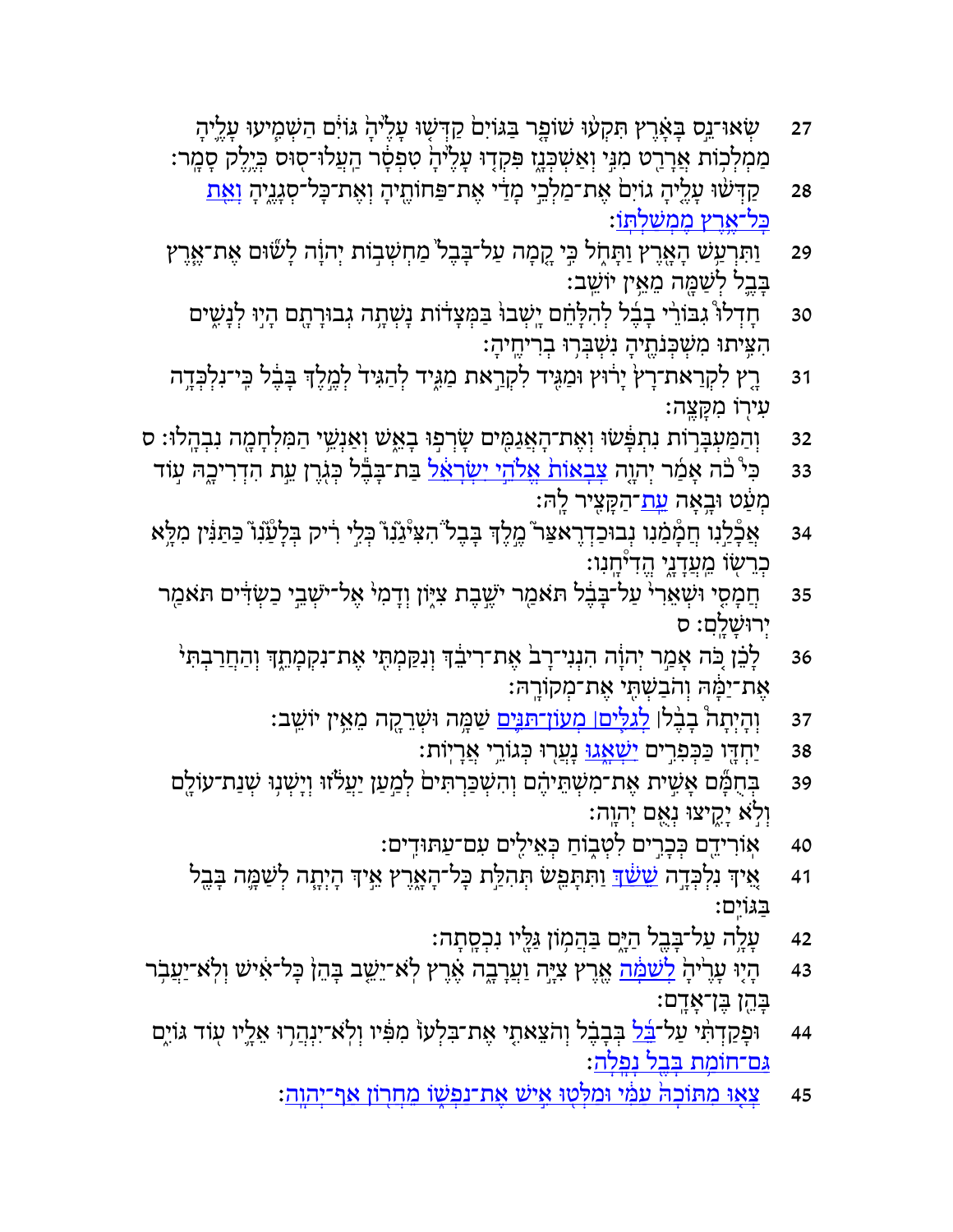27 שְׂאוּ־נֵ֨ס בָּאָ֜רֶץ תִּקְע֧וּ שׁוֹפָ֣ר בַּגּוֹיִ֗ם קַדְּשׁ֤וּ עָלֶ֙יהָ֙ גּוֹיִ֔ם הַשְׁמִ֧יעוּ עָלֶ֛יהָ מַמְלְכ֥וֹת אֲרָרַ֖ט מִנִּ֣י וְאַשְׁכְּנָ֑ז פִּקְד֤וּ עָלֶ֙יהָ֙ טִפְסָ֔ר הַֽעֲלוּ־ס֖וּס כְּיֶ֥לֶק סָמָֽר׃

28 קַדְּשׁ֨וּ עָלֶ֤יהָ גוֹיִם֙ אֶת־מַלְכֵ֣י מָדַ֔י אֶת־פַּחוֹתֶ֖יהָ וְאֶת־כָּל־סְגָנֶ֑יהָ וְאֵ֖ת כָּל־אֶ֥רֶץ מֶמְשַׁלְתּֽוֹ׃

29 וַתִּרְעַ֥שׁ הָאָ֖רֶץ וַתָּחֹ֑ל כִּ֣י קָ֤מָה עַל־בָּבֶל֙ מַחְשְׁב֣וֹת יְהוָ֔ה לָשׂ֞וּם אֶת־אֶ֧רֶץ בָּבֶ֛ל לְשַׁמָּ֖ה מֵאֵ֥ין יוֹשֵֽׁב׃

30 חָדְל֞וּ גִּבּוֹרֵ֣י בָבֶ֗ל לְֽהִלָּחֵם֙ יָֽשְׁבוּ֙ בַּמְּצָד֔וֹת נָשְׁתָ֥ה גְבוּרָתָ֖ם הָי֣וּ לְנָשִׁ֑ים הִצִּ֥יתוּ מִשְׁכְּנֹתֶ֖יהָ נִשְׁבְּר֥וּ בְרִיחֶֽיהָ׃

31 רָ֤ץ לִקְרַאת־רָץ֙ יָר֔וּץ וּמַגִּ֖יד לִקְרַ֣את מַגִּ֑יד לְהַגִּיד֙ לְמֶ֣לֶךְ בָּבֶ֔ל כִּֽי־נִלְכְּדָ֥ה עִיר֖וֹ מִקָּצֶֽה׃

32 וְהַמַּעְבָּר֣וֹת נִתְפָּ֔שׂוּ וְאֶת־הָאֲגַמִּ֖ים שָׂרְפ֣וּ בָאֵ֑שׁ וְאַנְשֵׁ֥י הַמִּלְחָמָ֖ה נִבְהָֽלוּ׃ ס

33 כִּ֡י כֹה֩ אָמַ֨ר יְהוָ֤ה צְבָאוֹת֙ אֱלֹהֵ֣י יִשְׂרָאֵ֔ל בַּת־בָּבֶ֕ל כְּגֹ֖רֶן עֵ֣ת הִדְרִיכָ֑הּ ע֣וֹד מְעַ֔ט וּבָ֥אָה עֵֽת־הַקָּצִ֖יר לָֽהּ׃

34 אֲכָלַ֣נוּ הֲמָמַ֗נוּ נְבוּכַדְרֶאצַּר֮ מֶ֣לֶךְ בָּבֶל֒ הִצִּיגָ֨נוּ֙ כְּלִ֣י רִ֔יק בְּלָעָ֨נוּ֙ כַּתַּנִּ֔ין מִלָּ֥א כְרֵשׂ֖וֹ מֵעֲדָנָ֑י הֱדִיחָֽנוּ׃

35 חֲמָסִ֤י וּשְׁאֵרִי֙ עַל־בָּבֶ֔ל תֹּאמַ֖ר יֹשֶׁ֣בֶת צִיּ֑וֹן וְדָמִי֙ אֶל־יֹשְׁבֵ֣י כַשְׂדִּ֔ים תֹּאמַ֖ר יְרוּשָׁלִָֽם׃ ס

36 לָכֵ֗ן כֹּ֚ה אָמַ֣ר יְהוָ֔ה הִנְנִי־רָב֙ אֶת־רִיבֵ֔ךְ וְנִקַּמְתִּ֖י אֶת־נִקְמָתֵ֑ךְ וְהַחֲרַבְתִּי֙ אֶת־יַמָּ֔הּ וְהֹבַשְׁתִּ֖י אֶת־מְקוֹרָֽהּ׃

37 וְהָיְתָה֩ בָבֶ֨ל ׀ לְגַלִּ֧ים ׀ מְעוֹן־תַּנִּ֛ים שַׁמָּ֥ה וּשְׁרֵקָ֖ה מֵאֵ֥ין יוֹשֵֽׁב׃

38 יַחְדָּ֖ו כַּכְּפִרִ֣ים יִשְׁאָ֑גוּ נָעֲר֖וּ כְּגוֹרֵ֥י אֲרָיֽוֹת׃

39 בְּחֻמָּ֞ם אָשִׁ֣ית אֶת־מִשְׁתֵּיהֶ֗ם וְהִשְׁכַּרְתִּים֙ לְמַ֣עַן יַעֲלֹ֔זוּ וְיָשְׁנ֥וּ שְׁנַת־עוֹלָ֖ם וְלֹ֥א יָקִ֖יצוּ נְאֻ֥ם יְהוָֽה׃

40 אֽוֹרִידֵ֖ם כְּכָרִ֣ים לִטְב֑וֹחַ כְּאֵילִ֖ים עִם־עַתּוּדִֽים׃

41 אֵ֚יךְ נִלְכְּדָ֣ה שֵׁשַׁ֔ךְ וַתִּתָּפֵ֖שׂ תְּהִלַּ֣ת כָּל־הָאָ֑רֶץ אֵ֣יךְ הָיְתָ֧ה לְשַׁמָּ֛ה בָּבֶ֖ל בַּגּוֹיִֽם׃

42 עָלָ֥ה עַל־בָּבֶ֖ל הַיָּ֑ם בַּהֲמ֥וֹן גַּלָּ֖יו נִכְסָֽתָה׃

43 הָי֤וּ עָרֶ֙יהָ֙ לְשַׁמָּ֔ה אֶ֥רֶץ צִיָּ֖ה וַעֲרָבָ֑ה אֶ֗רֶץ לֹֽא־יֵשֵׁ֤ב בָּהֵן֙ כָּל־אִ֔ישׁ וְלֹֽא־יַעֲבֹ֥ר בָּהֵ֖ן בֶּן־אָדָֽם׃

44 וּפָקַדְתִּ֨י עַל־בֵּ֜ל בְּבָבֶ֗ל וְהֹצֵאתִ֤י אֶת־בִּלְעוֹ֙ מִפִּ֔יו וְלֹֽא־יִנְהֲר֥וּ אֵלָ֛יו ע֖וֹד גּוֹיִ֑ם גַּם־חוֹמַ֥ת בָּבֶ֖ל נָפָֽלָה׃

45 צְא֤וּ מִתּוֹכָהּ֙ עַמִּ֔י וּמַלְּט֖וּ אִ֣ישׁ אֶת־נַפְשׁ֑וֹ מֵחֲר֖וֹן אַף־יְהוָֽה׃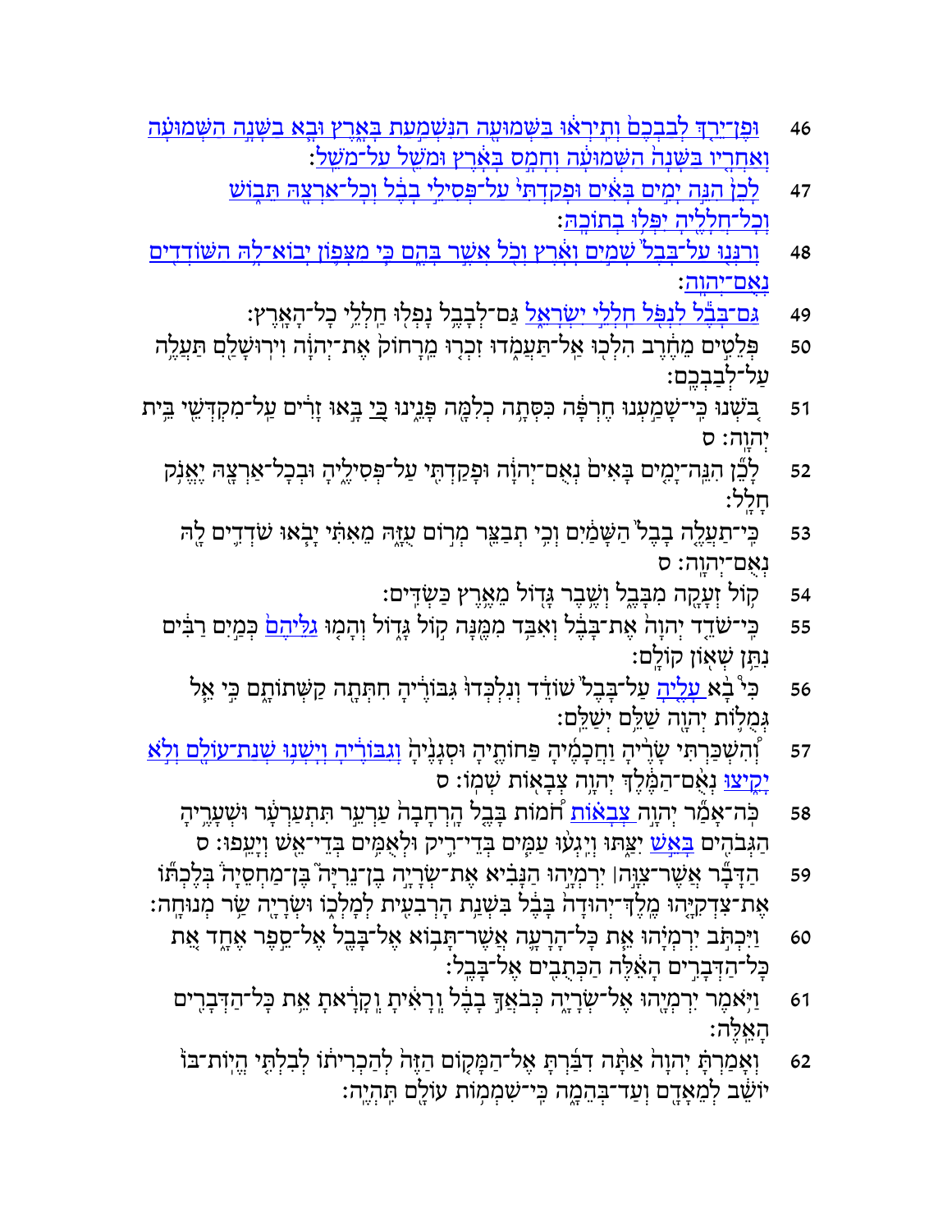46 וּפֶן־יֵרַךְ לְבַבְכֶם וְתִֽירְאוּ בַּשְּׁמוּעָה הַנִּשְׁמַעַת בָּאָרֶץ וּבָא בַשָּׁנָה הַשְּׁמוּעָה וְאַחֲרָיו בַּשָּׁנָה הַשְּׁמוּעָה וְחָמָס בָּאָרֶץ וּמֹשֵׁל עַל־מֹשֵֽׁל׃

47 לָכֵן הִנֵּה יָמִים בָּאִים וּפָקַדְתִּי עַל־פְּסִילֵי בָבֶל וְכָל־אַרְצָהּ תֵּבוֹשׁ וְכָל־חֲלָלֶיהָ יִפְּלוּ בְתוֹכָֽהּ׃

48 וְרִנְּנוּ עַל־בָּבֶל שָׁמַיִם וָאָרֶץ וְכֹל אֲשֶׁר בָּהֶם כִּי מִצָּפוֹן יָבוֹא־לָהּ הַשּׁוֹדְדִים נְאֻם־יְהוָֽה׃

49 גַּם־בָּבֶל לִנְפֹּל חַלְלֵי יִשְׂרָאֵל גַּם־לְבָבֶל נָפְלוּ חַלְלֵי כָל־הָאָֽרֶץ׃

50 פְּלֵטִים מֵחֶרֶב הִלְכוּ אַל־תַּעֲמֹדוּ זִכְרוּ מֵרָחוֹק אֶת־יְהוָה וִירוּשָׁלַ͏ִם תַּעֲלֶה עַל־לְבַבְכֶֽם׃

51 בֹּשְׁנוּ כִּי־שָׁמַעְנוּ חֶרְפָּה כִּסְּתָה כְלִמָּה פָּנֵינוּ כִּי בָּאוּ זָרִים עַל־מִקְדְּשֵׁי בֵּית יְהוָֽה׃ ס

52 לָכֵן הִנֵּה־יָמִים בָּאִים נְאֻם־יְהוָה וּפָקַדְתִּי עַל־פְּסִילֶיהָ וּבְכָל־אַרְצָהּ יֶאֱנֹק חָלָֽל׃

53 כִּֽי־תַעֲלֶה בָבֶל הַשָּׁמַיִם וְכִי תְבַצֵּר מְרוֹם עֻזָּהּ מֵאִתִּי יָבֹאוּ שֹׁדְדִים לָהּ נְאֻם־יְהוָֽה׃ ס

54 קוֹל זְעָקָה מִבָּבֶל וְשֶׁבֶר גָּדוֹל מֵאֶרֶץ כַּשְׂדִּֽים׃

55 כִּֽי־שֹׁדֵד יְהוָה אֶת־בָּבֶל וְאִבַּד מִמֶּנָּה קוֹל גָּדוֹל וְהָמוּ גַלֵּיהֶם כְּמַיִם רַבִּים נִתַּן שְׁאוֹן קוֹלָֽם׃

56 כִּי בָא עָלֶיהָ עַל־בָּבֶל שׁוֹדֵד וְנִלְכְּדוּ גִּבּוֹרֶיהָ חִתְּתָה קַשְּׁתוֹתָם כִּי אֵל גְּמֻלוֹת יְהוָה שַׁלֵּם יְשַׁלֵּֽם׃

57 וְהִשְׁכַּרְתִּי שָׂרֶיהָ וַחֲכָמֶיהָ פַּחוֹתֶיהָ וּסְגָנֶיהָ וְגִבּוֹרֶיהָ וְיָשְׁנוּ שְׁנַת־עוֹלָם וְלֹא יָקִיצוּ נְאֻם־הַמֶּלֶךְ יְהוָה צְבָאוֹת שְׁמֽוֹ׃ ס

58 כֹּֽה־אָמַר יְהוָה צְבָאוֹת חֹמוֹת בָּבֶל הָרְחָבָה עַרְעֵר תִּתְעַרְעָר וּשְׁעָרֶיהָ הַגְּבֹהִים בָּאֵשׁ יִצַּתּוּ וְיִגְעוּ עַמִּים בְּדֵי־רִיק וּלְאֻמִּים בְּדֵי־אֵשׁ וְיָעֵֽפוּ׃ ס

59 הַדָּבָר אֲשֶׁר־צִוָּה ׀ יִרְמְיָהוּ הַנָּבִיא אֶת־שְׂרָיָה בֶן־נֵרִיָּה בֶּן־מַחְסֵיָה בְּלֶכְתּוֹ אֶת־צִדְקִיָּהוּ מֶֽלֶךְ־יְהוּדָה בָּבֶל בִּשְׁנַת הָרְבִעִית לְמָלְכוֹ וּשְׂרָיָה שַׂר מְנוּחָֽה׃

60 וַיִּכְתֹּב יִרְמְיָהוּ אֵת כָּל־הָרָעָה אֲשֶׁר־תָּבוֹא אֶל־בָּבֶל אֶל־סֵפֶר אֶחָד אֵת כָּל־הַדְּבָרִים הָאֵלֶּה הַכְּתֻבִים אֶל־בָּבֶֽל׃

61 וַיֹּאמֶר יִרְמְיָהוּ אֶל־שְׂרָיָה כְּבֹאֲךָ בָבֶל וְרָאִיתָ וְקָרָאתָ אֵת כָּל־הַדְּבָרִים הָאֵֽלֶּה׃

62 וְאָמַרְתָּ יְהוָה אַתָּה דִבַּרְתָּ אֶל־הַמָּקוֹם הַזֶּה לְהַכְרִיתוֹ לְבִלְתִּי הֱיוֹת־בּוֹ יוֹשֵׁב לְמֵאָדָם וְעַד־בְּהֵמָה כִּֽי־שִׁמְמוֹת עוֹלָם תִּהְיֶֽה׃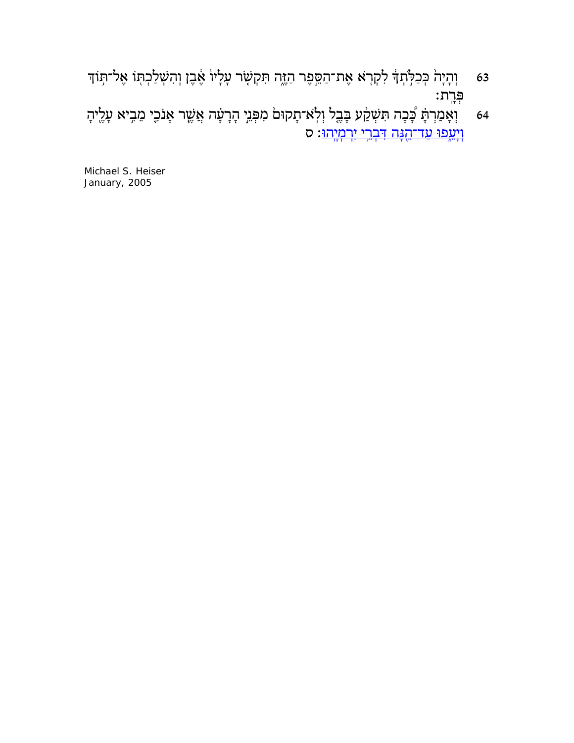63 וְהָיָה֙ כְּכַלֹּ֣תְךָ֔ לִקְרֹ֖א אֶת־הַסֵּ֣פֶר הַזֶּ֑ה תִּקְשֹׁ֤ר עָלָיו֙ אֶ֔בֶן וְהִשְׁלַכְתּ֖וֹ אֶל־תּ֥וֹךְ פְּרָֽת׃

64 וְאָמַרְתָּ֗ כָּ֠כָה תִּשְׁקַ֨ע בָּבֶ֜ל וְֽלֹא־תָק֗וּם מִפְּנֵ֤י הָֽרָעָה֙ אֲשֶׁ֧ר אָנֹכִ֛י מֵבִ֥יא עָלֶ֖יהָ וְיָעֵ֑פוּ עַד־הֵ֖נָּה דִּבְרֵ֥י יִרְמְיָֽהוּ׃ ס

Michael S. Heiser
January, 2005